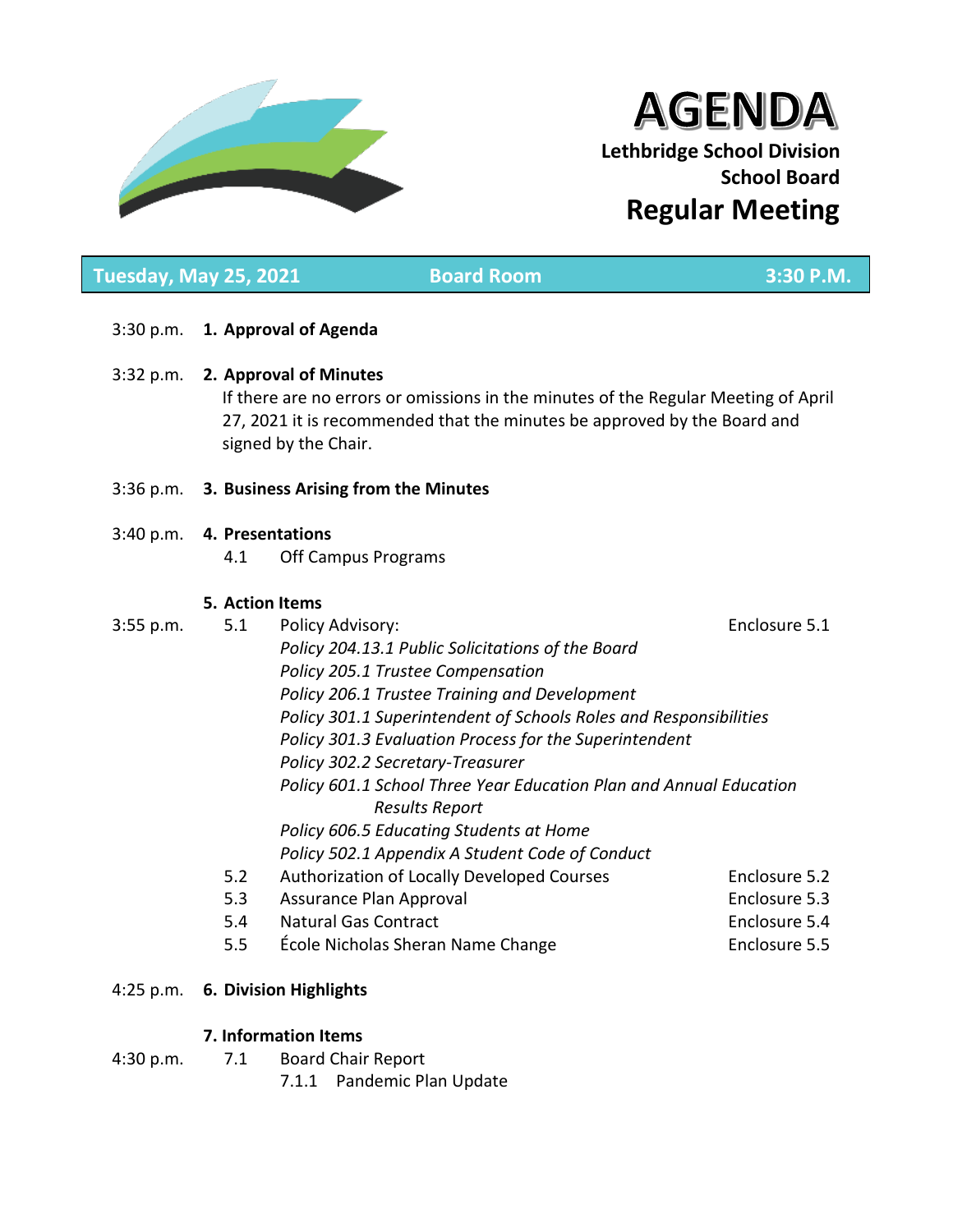# AGENDA

**Lethbridge School Division**
**School Board**

## Regular Meeting

**Tuesday, May 25, 2021 | Board Room | 3:30 P.M.**

3:30 p.m. **1. Approval of Agenda**

3:32 p.m. **2. Approval of Minutes**

If there are no errors or omissions in the minutes of the Regular Meeting of April 27, 2021 it is recommended that the minutes be approved by the Board and signed by the Chair.

3:36 p.m. **3. Business Arising from the Minutes**

3:40 p.m. **4. Presentations**

4.1 Off Campus Programs

**5. Action Items**

3:55 p.m. 5.1 Policy Advisory: — Enclosure 5.1

*Policy 204.13.1 Public Solicitations of the Board*
*Policy 205.1 Trustee Compensation*
*Policy 206.1 Trustee Training and Development*
*Policy 301.1 Superintendent of Schools Roles and Responsibilities*
*Policy 301.3 Evaluation Process for the Superintendent*
*Policy 302.2 Secretary-Treasurer*
*Policy 601.1 School Three Year Education Plan and Annual Education Results Report*
*Policy 606.5 Educating Students at Home*
*Policy 502.1 Appendix A Student Code of Conduct*

5.2 Authorization of Locally Developed Courses — Enclosure 5.2

5.3 Assurance Plan Approval — Enclosure 5.3

5.4 Natural Gas Contract — Enclosure 5.4

5.5 École Nicholas Sheran Name Change — Enclosure 5.5

4:25 p.m. **6. Division Highlights**

**7. Information Items**

4:30 p.m. 7.1 Board Chair Report

7.1.1 Pandemic Plan Update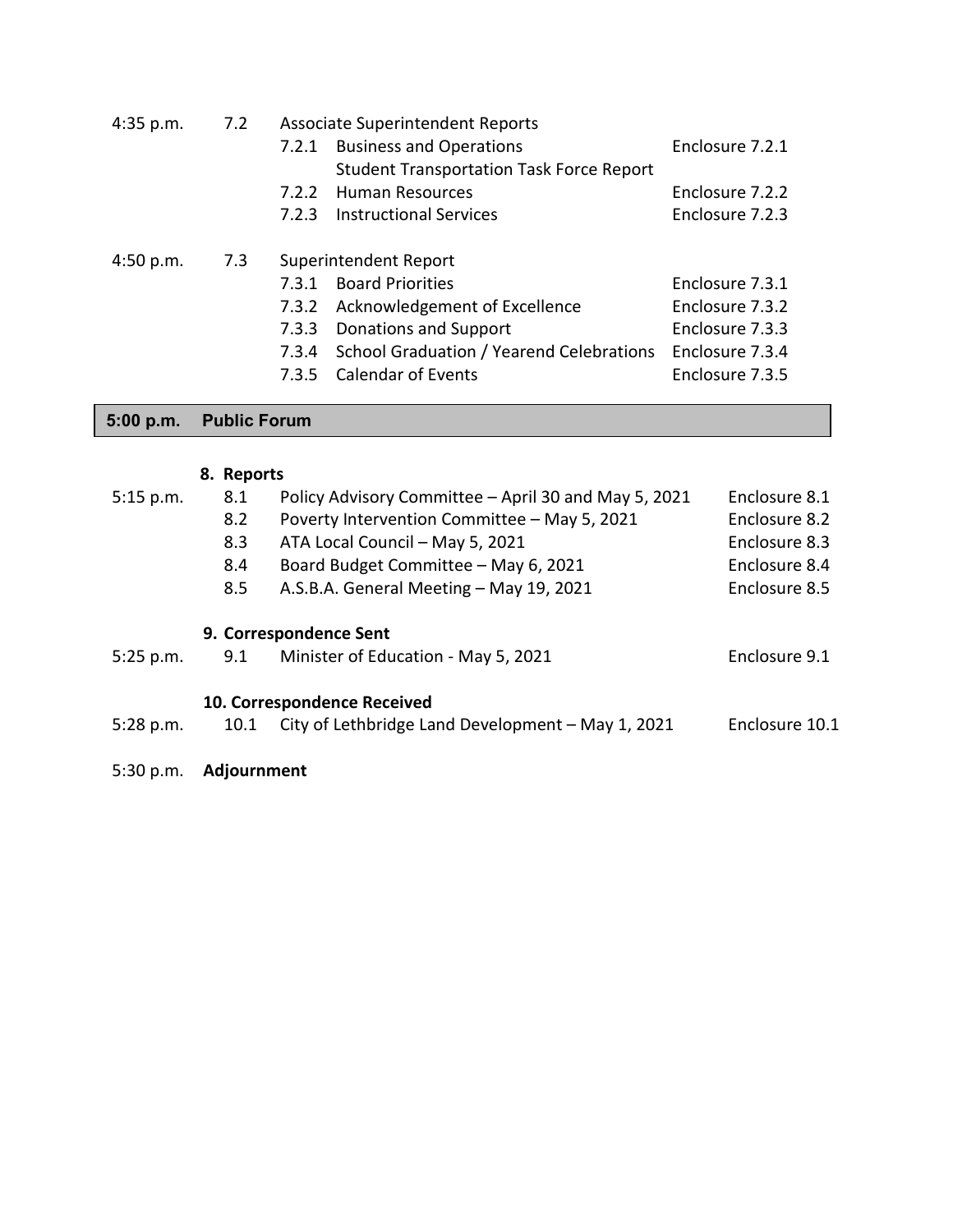| | | | |
|---|---|---|---|
| 4:35 p.m. | 7.2 | Associate Superintendent Reports | |
| | 7.2.1 | Business and Operations<br>Student Transportation Task Force Report | Enclosure 7.2.1 |
| | 7.2.2 | Human Resources | Enclosure 7.2.2 |
| | 7.2.3 | Instructional Services | Enclosure 7.2.3 |
| 4:50 p.m. | 7.3 | Superintendent Report | |
| | 7.3.1 | Board Priorities | Enclosure 7.3.1 |
| | 7.3.2 | Acknowledgement of Excellence | Enclosure 7.3.2 |
| | 7.3.3 | Donations and Support | Enclosure 7.3.3 |
| | 7.3.4 | School Graduation / Yearend Celebrations | Enclosure 7.3.4 |
| | 7.3.5 | Calendar of Events | Enclosure 7.3.5 |

**5:00 p.m. Public Forum**

**8. Reports**

| | | | |
|---|---|---|---|
| 5:15 p.m. | 8.1 | Policy Advisory Committee – April 30 and May 5, 2021 | Enclosure 8.1 |
| | 8.2 | Poverty Intervention Committee – May 5, 2021 | Enclosure 8.2 |
| | 8.3 | ATA Local Council – May 5, 2021 | Enclosure 8.3 |
| | 8.4 | Board Budget Committee – May 6, 2021 | Enclosure 8.4 |
| | 8.5 | A.S.B.A. General Meeting – May 19, 2021 | Enclosure 8.5 |

**9. Correspondence Sent**

| | | | |
|---|---|---|---|
| 5:25 p.m. | 9.1 | Minister of Education - May 5, 2021 | Enclosure 9.1 |

**10. Correspondence Received**

| | | | |
|---|---|---|---|
| 5:28 p.m. | 10.1 | City of Lethbridge Land Development – May 1, 2021 | Enclosure 10.1 |

5:30 p.m. **Adjournment**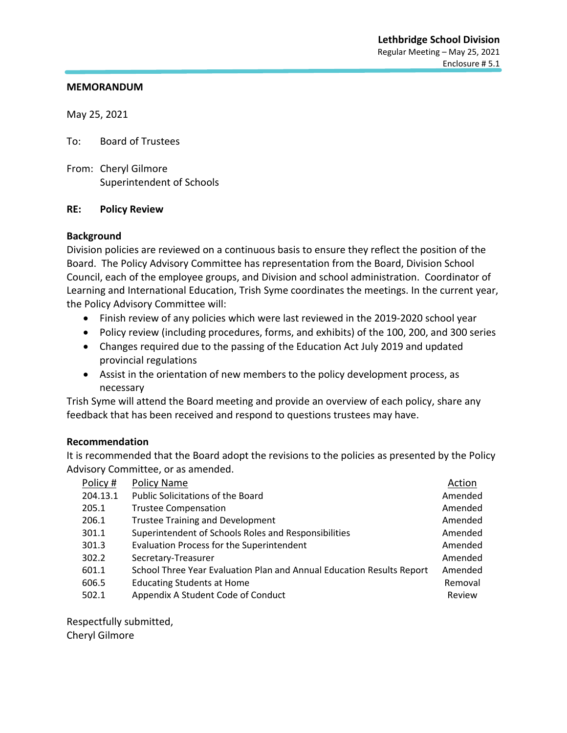**Lethbridge School Division**
Regular Meeting – May 25, 2021
Enclosure # 5.1

**MEMORANDUM**

May 25, 2021

To: Board of Trustees

From: Cheryl Gilmore
Superintendent of Schools

**RE: Policy Review**

**Background**

Division policies are reviewed on a continuous basis to ensure they reflect the position of the Board. The Policy Advisory Committee has representation from the Board, Division School Council, each of the employee groups, and Division and school administration. Coordinator of Learning and International Education, Trish Syme coordinates the meetings. In the current year, the Policy Advisory Committee will:

- Finish review of any policies which were last reviewed in the 2019-2020 school year
- Policy review (including procedures, forms, and exhibits) of the 100, 200, and 300 series
- Changes required due to the passing of the Education Act July 2019 and updated provincial regulations
- Assist in the orientation of new members to the policy development process, as necessary

Trish Syme will attend the Board meeting and provide an overview of each policy, share any feedback that has been received and respond to questions trustees may have.

**Recommendation**

It is recommended that the Board adopt the revisions to the policies as presented by the Policy Advisory Committee, or as amended.

| Policy # | Policy Name | Action |
|---|---|---|
| 204.13.1 | Public Solicitations of the Board | Amended |
| 205.1 | Trustee Compensation | Amended |
| 206.1 | Trustee Training and Development | Amended |
| 301.1 | Superintendent of Schools Roles and Responsibilities | Amended |
| 301.3 | Evaluation Process for the Superintendent | Amended |
| 302.2 | Secretary-Treasurer | Amended |
| 601.1 | School Three Year Evaluation Plan and Annual Education Results Report | Amended |
| 606.5 | Educating Students at Home | Removal |
| 502.1 | Appendix A Student Code of Conduct | Review |

Respectfully submitted,
Cheryl Gilmore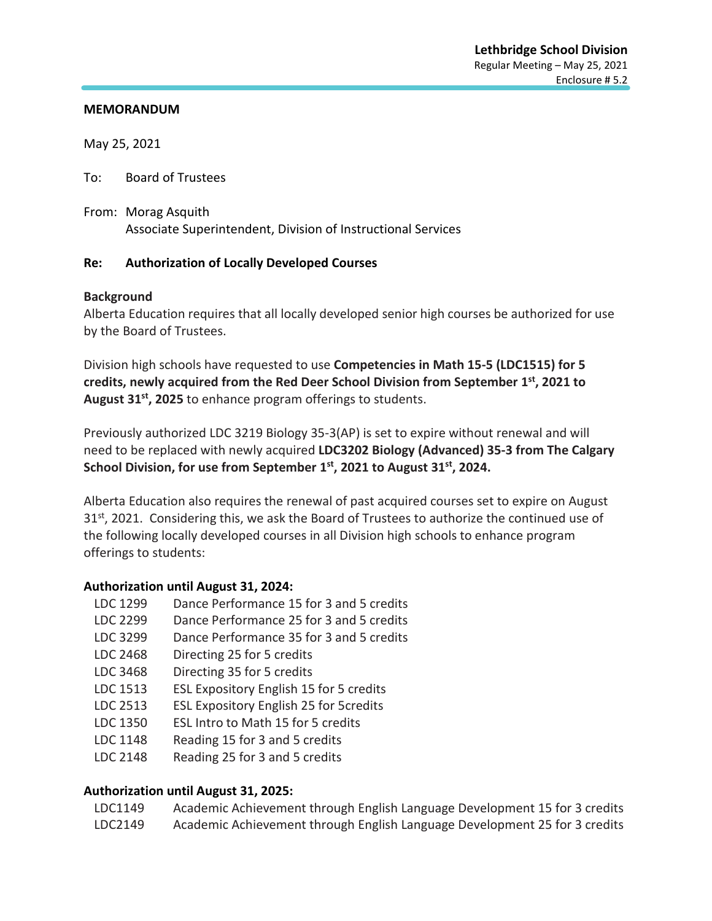**MEMORANDUM**

May 25, 2021

To: Board of Trustees

From: Morag Asquith
Associate Superintendent, Division of Instructional Services

**Re: Authorization of Locally Developed Courses**

**Background**

Alberta Education requires that all locally developed senior high courses be authorized for use by the Board of Trustees.

Division high schools have requested to use **Competencies in Math 15-5 (LDC1515) for 5 credits, newly acquired from the Red Deer School Division from September 1st, 2021 to August 31st, 2025** to enhance program offerings to students.

Previously authorized LDC 3219 Biology 35-3(AP) is set to expire without renewal and will need to be replaced with newly acquired **LDC3202 Biology (Advanced) 35-3 from The Calgary School Division, for use from September 1st, 2021 to August 31st, 2024.**

Alberta Education also requires the renewal of past acquired courses set to expire on August 31st, 2021. Considering this, we ask the Board of Trustees to authorize the continued use of the following locally developed courses in all Division high schools to enhance program offerings to students:

**Authorization until August 31, 2024:**

| | |
|---|---|
| LDC 1299 | Dance Performance 15 for 3 and 5 credits |
| LDC 2299 | Dance Performance 25 for 3 and 5 credits |
| LDC 3299 | Dance Performance 35 for 3 and 5 credits |
| LDC 2468 | Directing 25 for 5 credits |
| LDC 3468 | Directing 35 for 5 credits |
| LDC 1513 | ESL Expository English 15 for 5 credits |
| LDC 2513 | ESL Expository English 25 for 5credits |
| LDC 1350 | ESL Intro to Math 15 for 5 credits |
| LDC 1148 | Reading 15 for 3 and 5 credits |
| LDC 2148 | Reading 25 for 3 and 5 credits |

**Authorization until August 31, 2025:**

| | |
|---|---|
| LDC1149 | Academic Achievement through English Language Development 15 for 3 credits |
| LDC2149 | Academic Achievement through English Language Development 25 for 3 credits |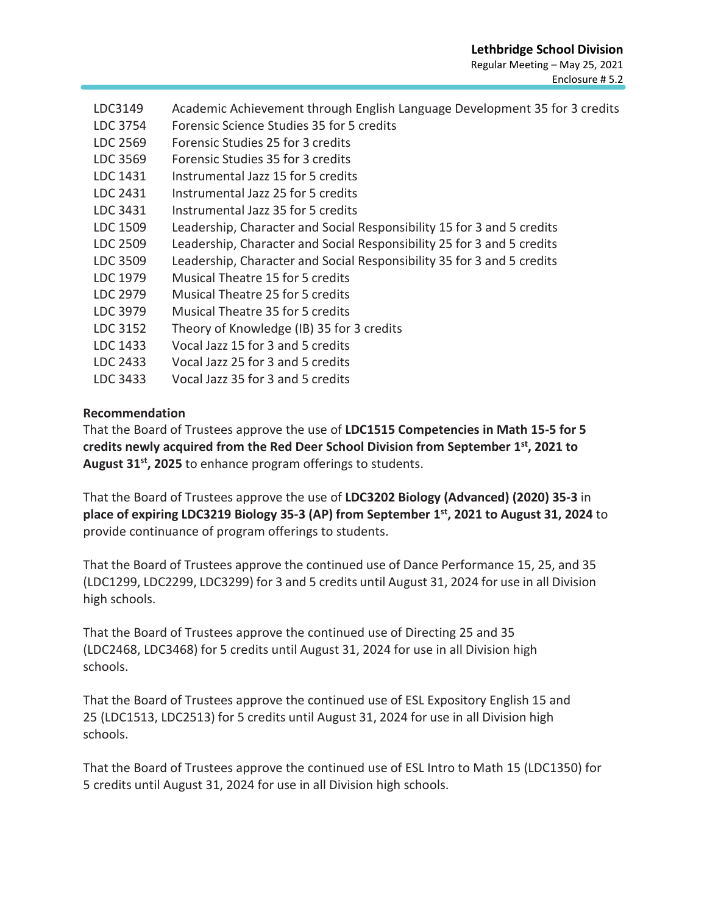| | |
|---|---|
| LDC3149 | Academic Achievement through English Language Development 35 for 3 credits |
| LDC 3754 | Forensic Science Studies 35 for 5 credits |
| LDC 2569 | Forensic Studies 25 for 3 credits |
| LDC 3569 | Forensic Studies 35 for 3 credits |
| LDC 1431 | Instrumental Jazz 15 for 5 credits |
| LDC 2431 | Instrumental Jazz 25 for 5 credits |
| LDC 3431 | Instrumental Jazz 35 for 5 credits |
| LDC 1509 | Leadership, Character and Social Responsibility 15 for 3 and 5 credits |
| LDC 2509 | Leadership, Character and Social Responsibility 25 for 3 and 5 credits |
| LDC 3509 | Leadership, Character and Social Responsibility 35 for 3 and 5 credits |
| LDC 1979 | Musical Theatre 15 for 5 credits |
| LDC 2979 | Musical Theatre 25 for 5 credits |
| LDC 3979 | Musical Theatre 35 for 5 credits |
| LDC 3152 | Theory of Knowledge (IB) 35 for 3 credits |
| LDC 1433 | Vocal Jazz 15 for 3 and 5 credits |
| LDC 2433 | Vocal Jazz 25 for 3 and 5 credits |
| LDC 3433 | Vocal Jazz 35 for 3 and 5 credits |

**Recommendation**

That the Board of Trustees approve the use of **LDC1515 Competencies in Math 15-5 for 5 credits newly acquired from the Red Deer School Division from September 1st, 2021 to August 31st, 2025** to enhance program offerings to students.

That the Board of Trustees approve the use of **LDC3202 Biology (Advanced) (2020) 35-3** in **place of expiring LDC3219 Biology 35-3 (AP) from September 1st, 2021 to August 31, 2024** to provide continuance of program offerings to students.

That the Board of Trustees approve the continued use of Dance Performance 15, 25, and 35 (LDC1299, LDC2299, LDC3299) for 3 and 5 credits until August 31, 2024 for use in all Division high schools.

That the Board of Trustees approve the continued use of Directing 25 and 35 (LDC2468, LDC3468) for 5 credits until August 31, 2024 for use in all Division high schools.

That the Board of Trustees approve the continued use of ESL Expository English 15 and 25 (LDC1513, LDC2513) for 5 credits until August 31, 2024 for use in all Division high schools.

That the Board of Trustees approve the continued use of ESL Intro to Math 15 (LDC1350) for 5 credits until August 31, 2024 for use in all Division high schools.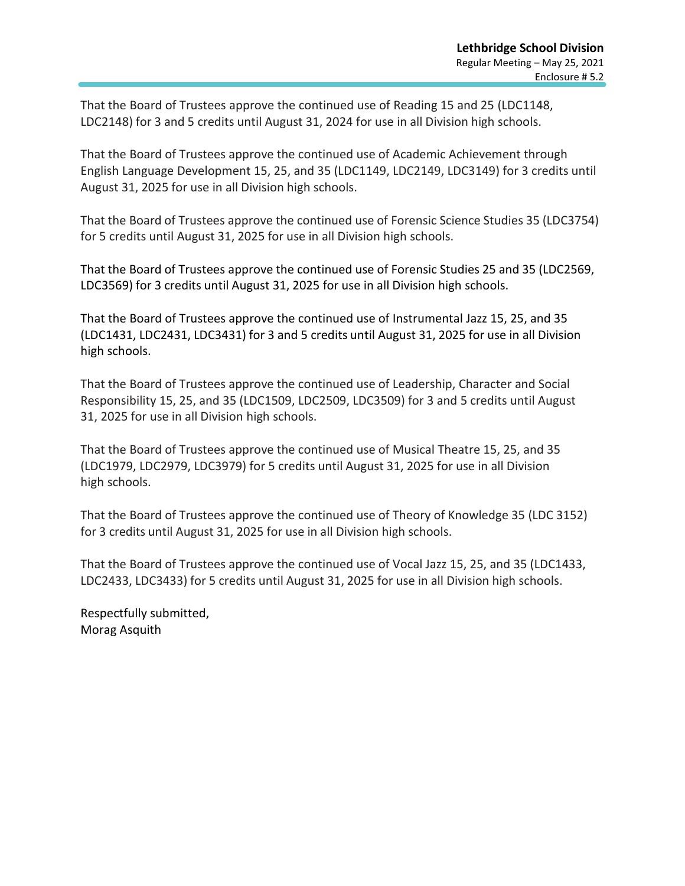That the Board of Trustees approve the continued use of Reading 15 and 25 (LDC1148, LDC2148) for 3 and 5 credits until August 31, 2024 for use in all Division high schools.

That the Board of Trustees approve the continued use of Academic Achievement through English Language Development 15, 25, and 35 (LDC1149, LDC2149, LDC3149) for 3 credits until August 31, 2025 for use in all Division high schools.

That the Board of Trustees approve the continued use of Forensic Science Studies 35 (LDC3754) for 5 credits until August 31, 2025 for use in all Division high schools.

That the Board of Trustees approve the continued use of Forensic Studies 25 and 35 (LDC2569, LDC3569) for 3 credits until August 31, 2025 for use in all Division high schools.

That the Board of Trustees approve the continued use of Instrumental Jazz 15, 25, and 35 (LDC1431, LDC2431, LDC3431) for 3 and 5 credits until August 31, 2025 for use in all Division high schools.

That the Board of Trustees approve the continued use of Leadership, Character and Social Responsibility 15, 25, and 35 (LDC1509, LDC2509, LDC3509) for 3 and 5 credits until August 31, 2025 for use in all Division high schools.

That the Board of Trustees approve the continued use of Musical Theatre 15, 25, and 35 (LDC1979, LDC2979, LDC3979) for 5 credits until August 31, 2025 for use in all Division high schools.

That the Board of Trustees approve the continued use of Theory of Knowledge 35 (LDC 3152) for 3 credits until August 31, 2025 for use in all Division high schools.

That the Board of Trustees approve the continued use of Vocal Jazz 15, 25, and 35 (LDC1433, LDC2433, LDC3433) for 5 credits until August 31, 2025 for use in all Division high schools.

Respectfully submitted,
Morag Asquith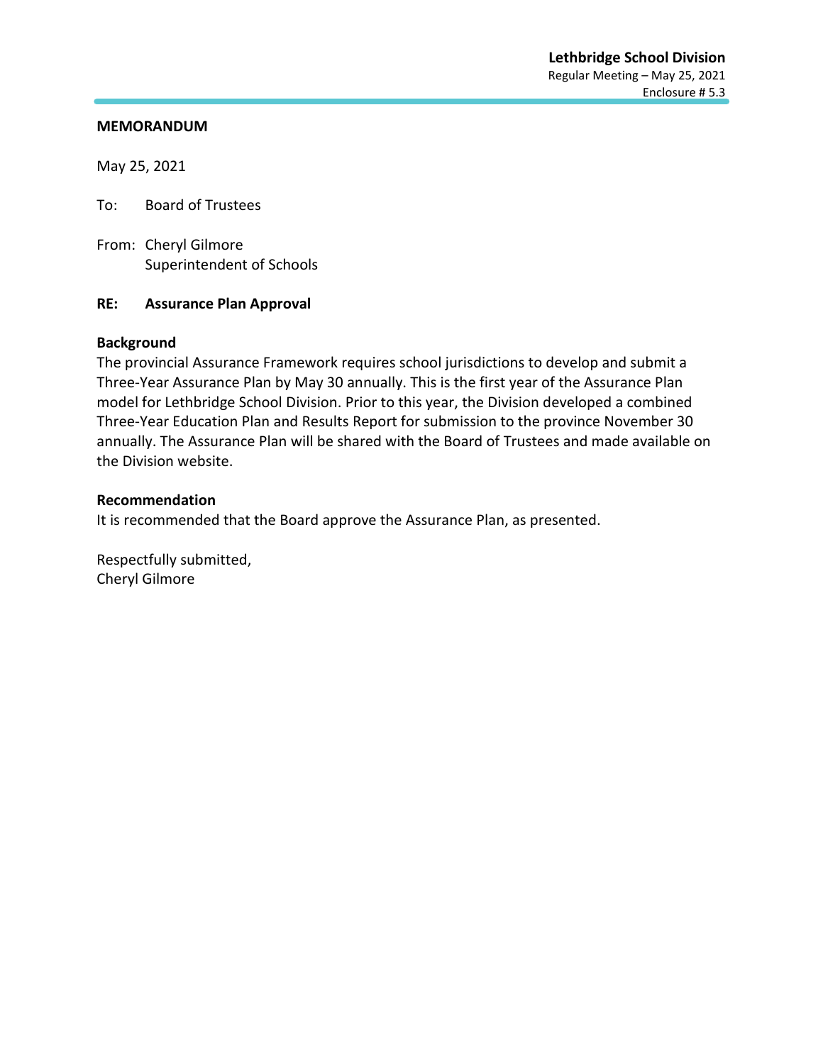**Lethbridge School Division**
Regular Meeting – May 25, 2021
Enclosure # 5.3

**MEMORANDUM**

May 25, 2021

To: Board of Trustees

From: Cheryl Gilmore
Superintendent of Schools

**RE: Assurance Plan Approval**

**Background**

The provincial Assurance Framework requires school jurisdictions to develop and submit a Three-Year Assurance Plan by May 30 annually. This is the first year of the Assurance Plan model for Lethbridge School Division. Prior to this year, the Division developed a combined Three-Year Education Plan and Results Report for submission to the province November 30 annually. The Assurance Plan will be shared with the Board of Trustees and made available on the Division website.

**Recommendation**

It is recommended that the Board approve the Assurance Plan, as presented.

Respectfully submitted,
Cheryl Gilmore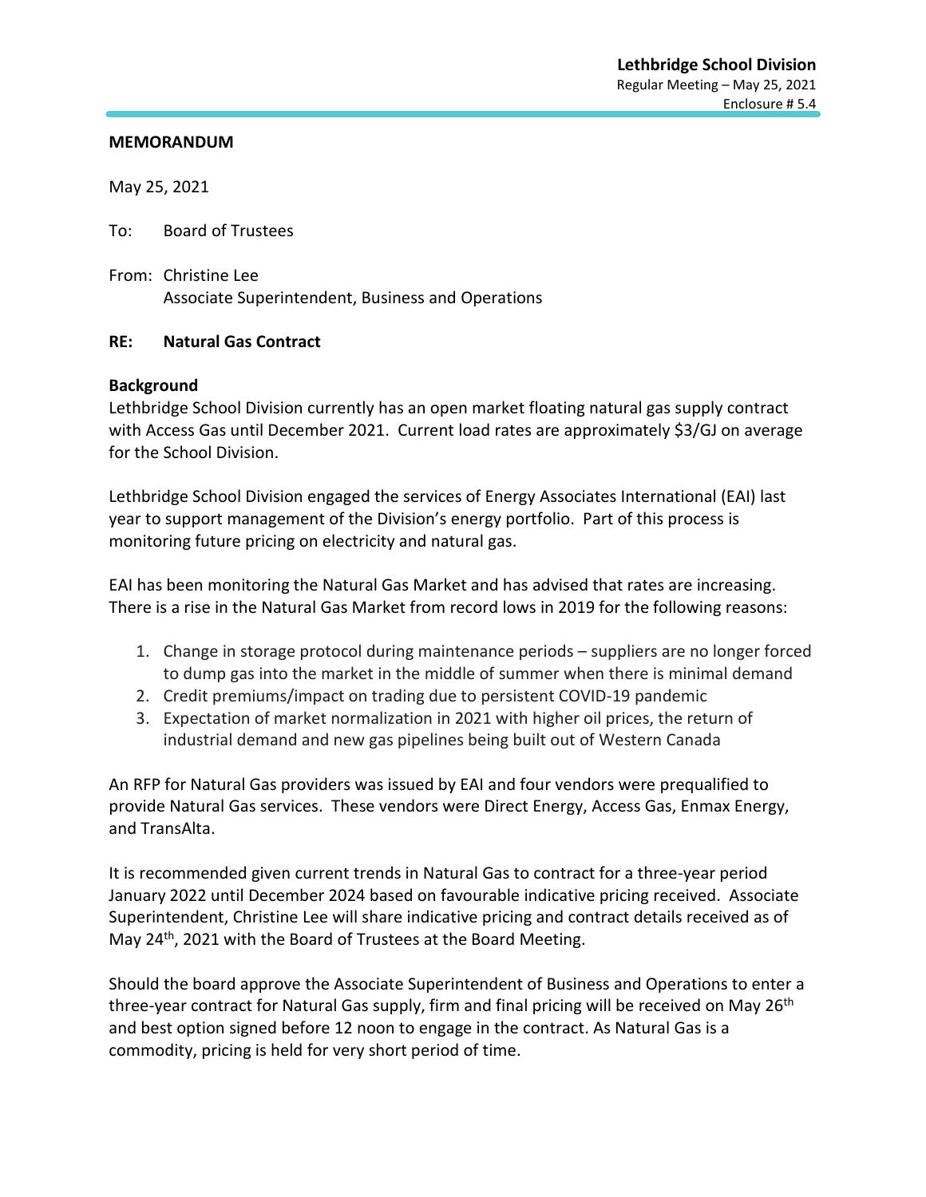**Lethbridge School Division**
Regular Meeting – May 25, 2021
Enclosure # 5.4

**MEMORANDUM**

May 25, 2021

To: Board of Trustees

From: Christine Lee
Associate Superintendent, Business and Operations

**RE: Natural Gas Contract**

**Background**

Lethbridge School Division currently has an open market floating natural gas supply contract with Access Gas until December 2021. Current load rates are approximately $3/GJ on average for the School Division.

Lethbridge School Division engaged the services of Energy Associates International (EAI) last year to support management of the Division's energy portfolio. Part of this process is monitoring future pricing on electricity and natural gas.

EAI has been monitoring the Natural Gas Market and has advised that rates are increasing. There is a rise in the Natural Gas Market from record lows in 2019 for the following reasons:

1. Change in storage protocol during maintenance periods – suppliers are no longer forced to dump gas into the market in the middle of summer when there is minimal demand
2. Credit premiums/impact on trading due to persistent COVID-19 pandemic
3. Expectation of market normalization in 2021 with higher oil prices, the return of industrial demand and new gas pipelines being built out of Western Canada

An RFP for Natural Gas providers was issued by EAI and four vendors were prequalified to provide Natural Gas services. These vendors were Direct Energy, Access Gas, Enmax Energy, and TransAlta.

It is recommended given current trends in Natural Gas to contract for a three-year period January 2022 until December 2024 based on favourable indicative pricing received. Associate Superintendent, Christine Lee will share indicative pricing and contract details received as of May 24th, 2021 with the Board of Trustees at the Board Meeting.

Should the board approve the Associate Superintendent of Business and Operations to enter a three-year contract for Natural Gas supply, firm and final pricing will be received on May 26th and best option signed before 12 noon to engage in the contract. As Natural Gas is a commodity, pricing is held for very short period of time.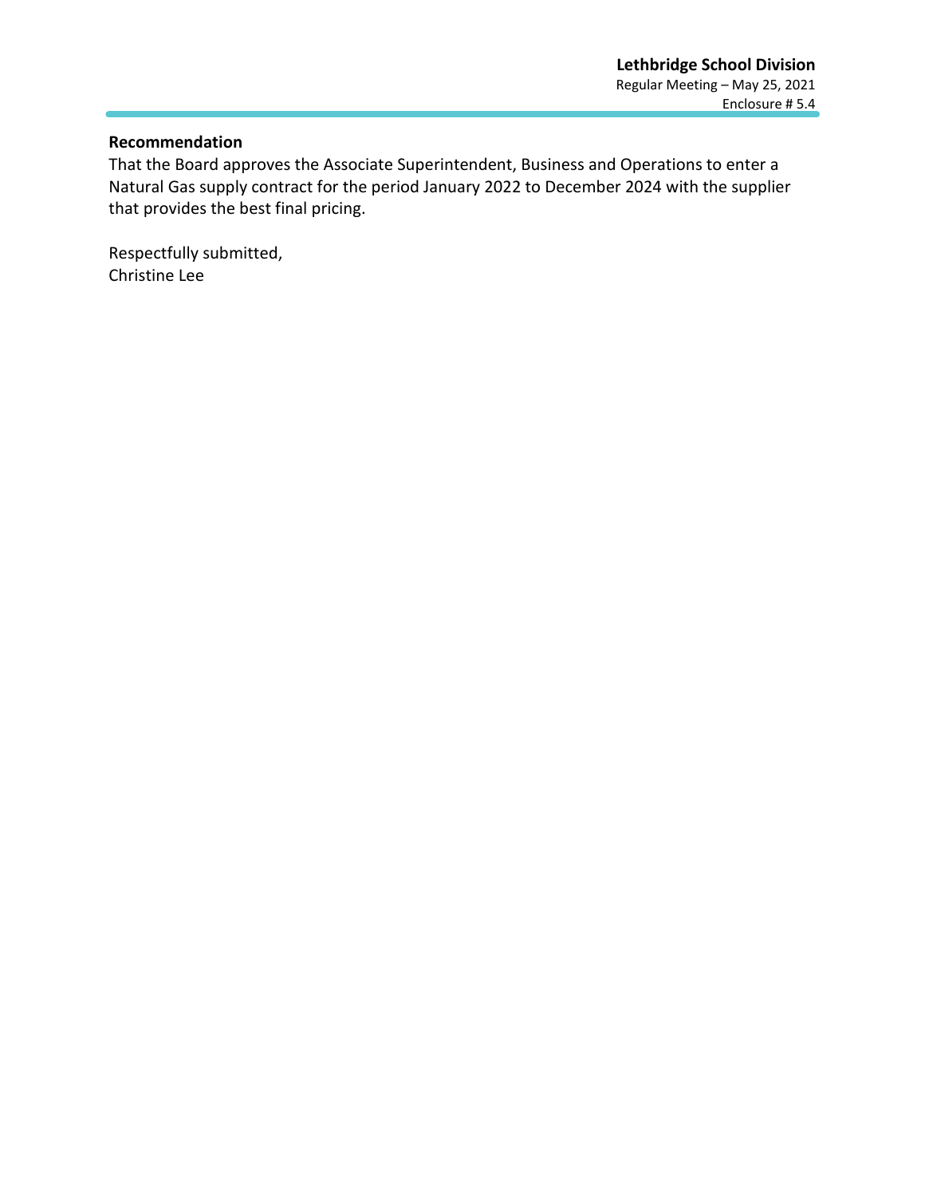**Recommendation**

That the Board approves the Associate Superintendent, Business and Operations to enter a Natural Gas supply contract for the period January 2022 to December 2024 with the supplier that provides the best final pricing.

Respectfully submitted,
Christine Lee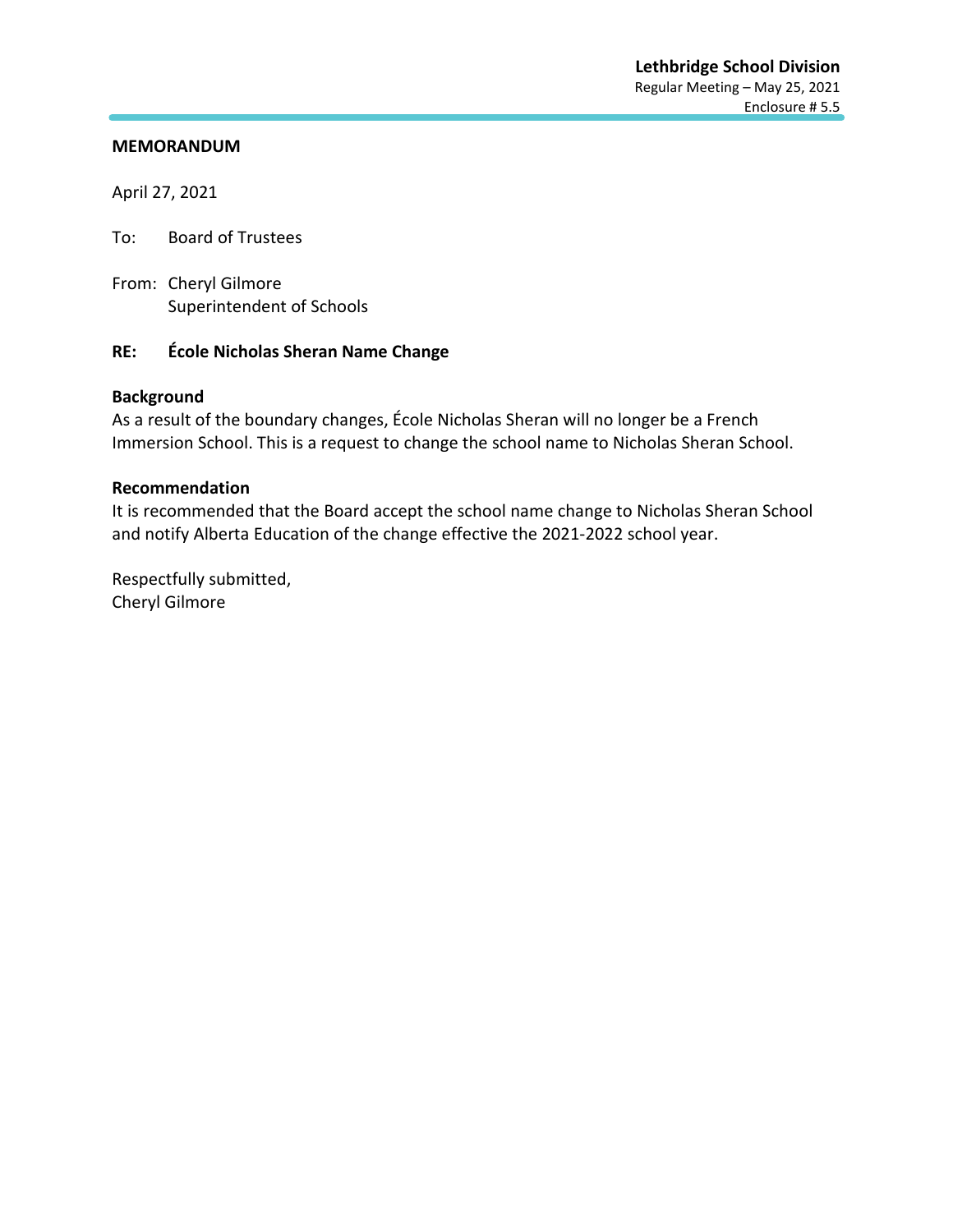**Lethbridge School Division**
Regular Meeting – May 25, 2021
Enclosure # 5.5

**MEMORANDUM**

April 27, 2021

To: Board of Trustees

From: Cheryl Gilmore
Superintendent of Schools

**RE: École Nicholas Sheran Name Change**

**Background**
As a result of the boundary changes, École Nicholas Sheran will no longer be a French Immersion School. This is a request to change the school name to Nicholas Sheran School.

**Recommendation**
It is recommended that the Board accept the school name change to Nicholas Sheran School and notify Alberta Education of the change effective the 2021-2022 school year.

Respectfully submitted,
Cheryl Gilmore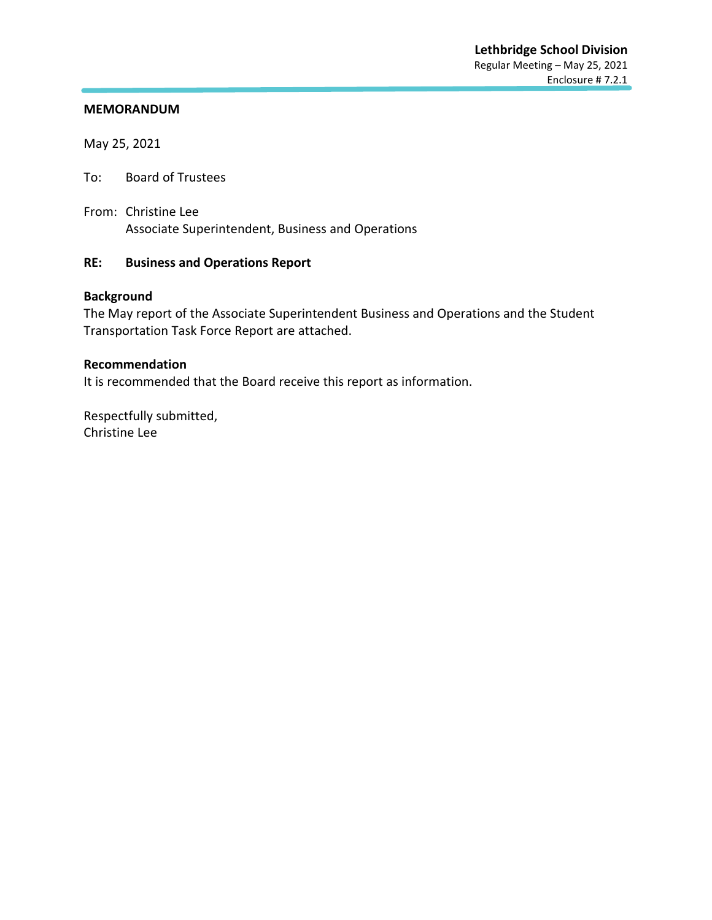**Lethbridge School Division**
Regular Meeting – May 25, 2021
Enclosure # 7.2.1

**MEMORANDUM**

May 25, 2021

To: Board of Trustees

From: Christine Lee
Associate Superintendent, Business and Operations

**RE: Business and Operations Report**

**Background**
The May report of the Associate Superintendent Business and Operations and the Student Transportation Task Force Report are attached.

**Recommendation**
It is recommended that the Board receive this report as information.

Respectfully submitted,
Christine Lee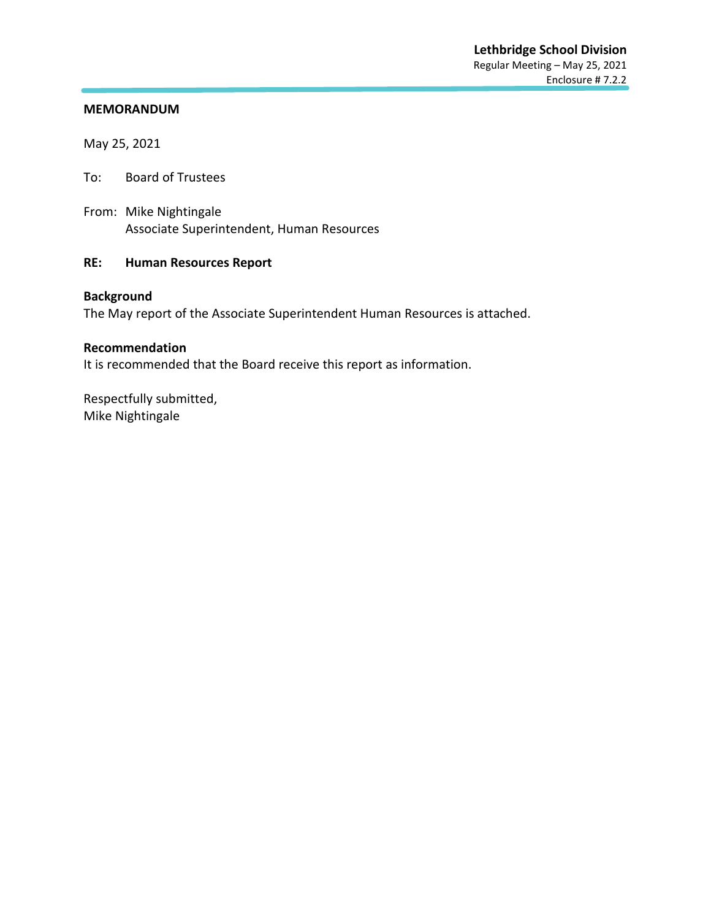**Lethbridge School Division**
Regular Meeting – May 25, 2021
Enclosure # 7.2.2

**MEMORANDUM**

May 25, 2021

To: Board of Trustees

From: Mike Nightingale
Associate Superintendent, Human Resources

**RE: Human Resources Report**

**Background**
The May report of the Associate Superintendent Human Resources is attached.

**Recommendation**
It is recommended that the Board receive this report as information.

Respectfully submitted,
Mike Nightingale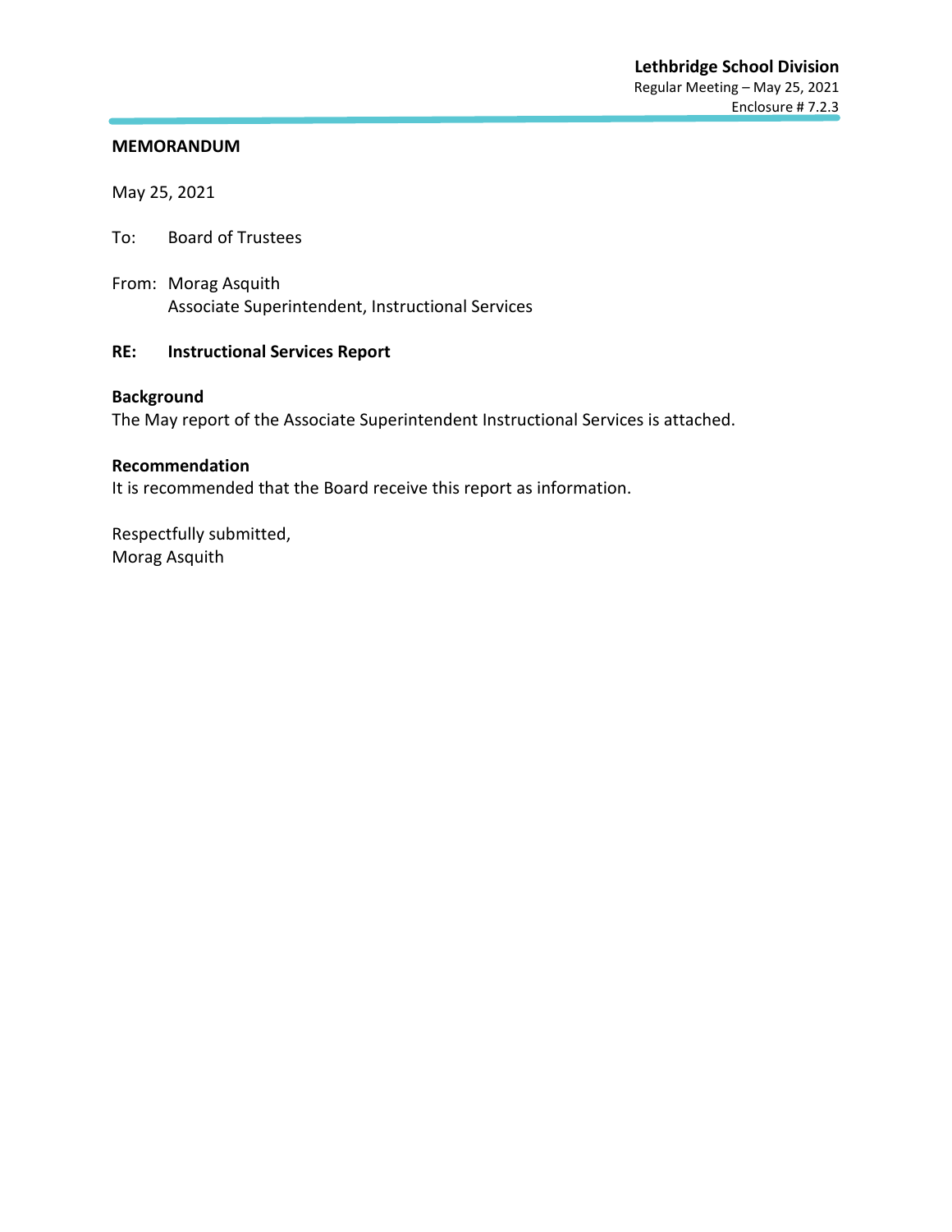**Lethbridge School Division**
Regular Meeting – May 25, 2021
Enclosure # 7.2.3

**MEMORANDUM**

May 25, 2021

To: Board of Trustees

From: Morag Asquith
Associate Superintendent, Instructional Services

**RE: Instructional Services Report**

**Background**
The May report of the Associate Superintendent Instructional Services is attached.

**Recommendation**
It is recommended that the Board receive this report as information.

Respectfully submitted,
Morag Asquith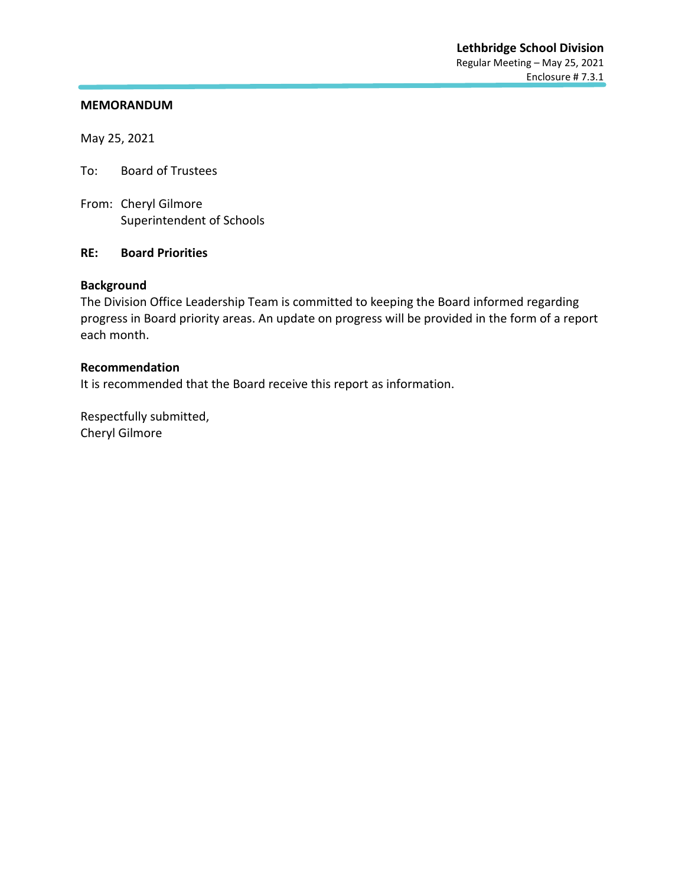**Lethbridge School Division**
Regular Meeting – May 25, 2021
Enclosure # 7.3.1

**MEMORANDUM**

May 25, 2021

To: Board of Trustees

From: Cheryl Gilmore
Superintendent of Schools

**RE: Board Priorities**

**Background**
The Division Office Leadership Team is committed to keeping the Board informed regarding progress in Board priority areas. An update on progress will be provided in the form of a report each month.

**Recommendation**
It is recommended that the Board receive this report as information.

Respectfully submitted,
Cheryl Gilmore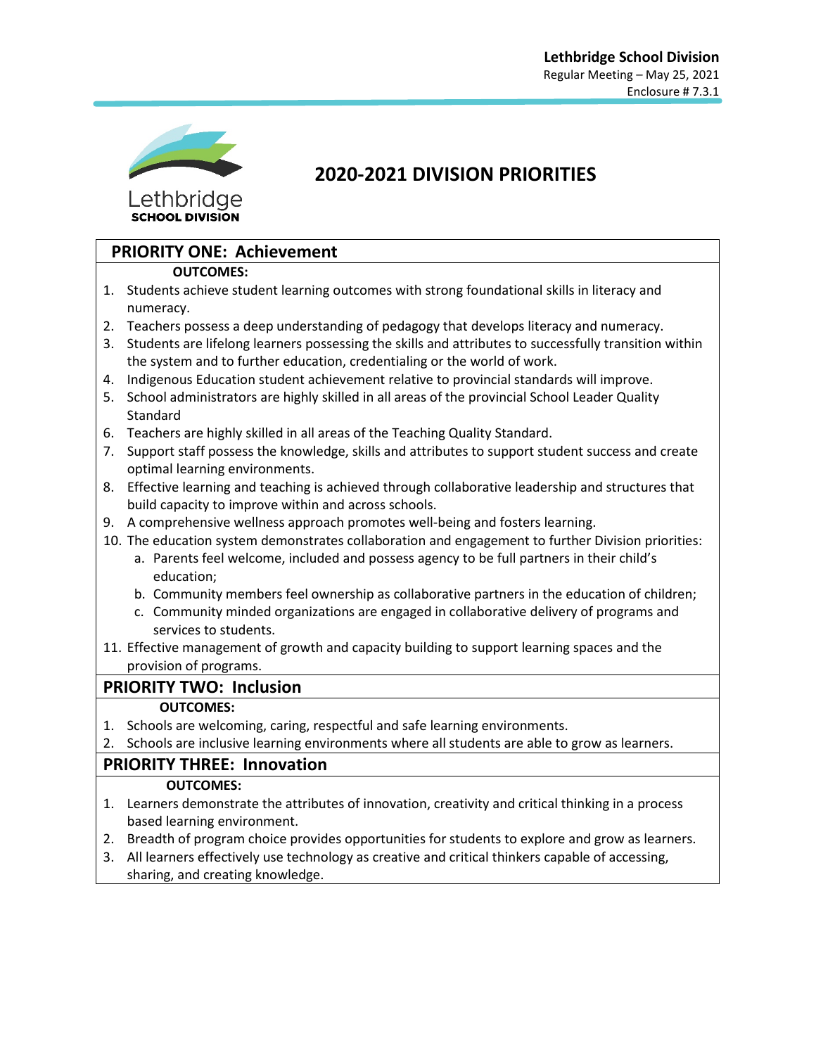# 2020-2021 DIVISION PRIORITIES

## PRIORITY ONE: Achievement

**OUTCOMES:**

1. Students achieve student learning outcomes with strong foundational skills in literacy and numeracy.
2. Teachers possess a deep understanding of pedagogy that develops literacy and numeracy.
3. Students are lifelong learners possessing the skills and attributes to successfully transition within the system and to further education, credentialing or the world of work.
4. Indigenous Education student achievement relative to provincial standards will improve.
5. School administrators are highly skilled in all areas of the provincial School Leader Quality Standard
6. Teachers are highly skilled in all areas of the Teaching Quality Standard.
7. Support staff possess the knowledge, skills and attributes to support student success and create optimal learning environments.
8. Effective learning and teaching is achieved through collaborative leadership and structures that build capacity to improve within and across schools.
9. A comprehensive wellness approach promotes well-being and fosters learning.
10. The education system demonstrates collaboration and engagement to further Division priorities:
    a. Parents feel welcome, included and possess agency to be full partners in their child's education;
    b. Community members feel ownership as collaborative partners in the education of children;
    c. Community minded organizations are engaged in collaborative delivery of programs and services to students.
11. Effective management of growth and capacity building to support learning spaces and the provision of programs.

## PRIORITY TWO: Inclusion

**OUTCOMES:**

1. Schools are welcoming, caring, respectful and safe learning environments.
2. Schools are inclusive learning environments where all students are able to grow as learners.

## PRIORITY THREE: Innovation

**OUTCOMES:**

1. Learners demonstrate the attributes of innovation, creativity and critical thinking in a process based learning environment.
2. Breadth of program choice provides opportunities for students to explore and grow as learners.
3. All learners effectively use technology as creative and critical thinkers capable of accessing, sharing, and creating knowledge.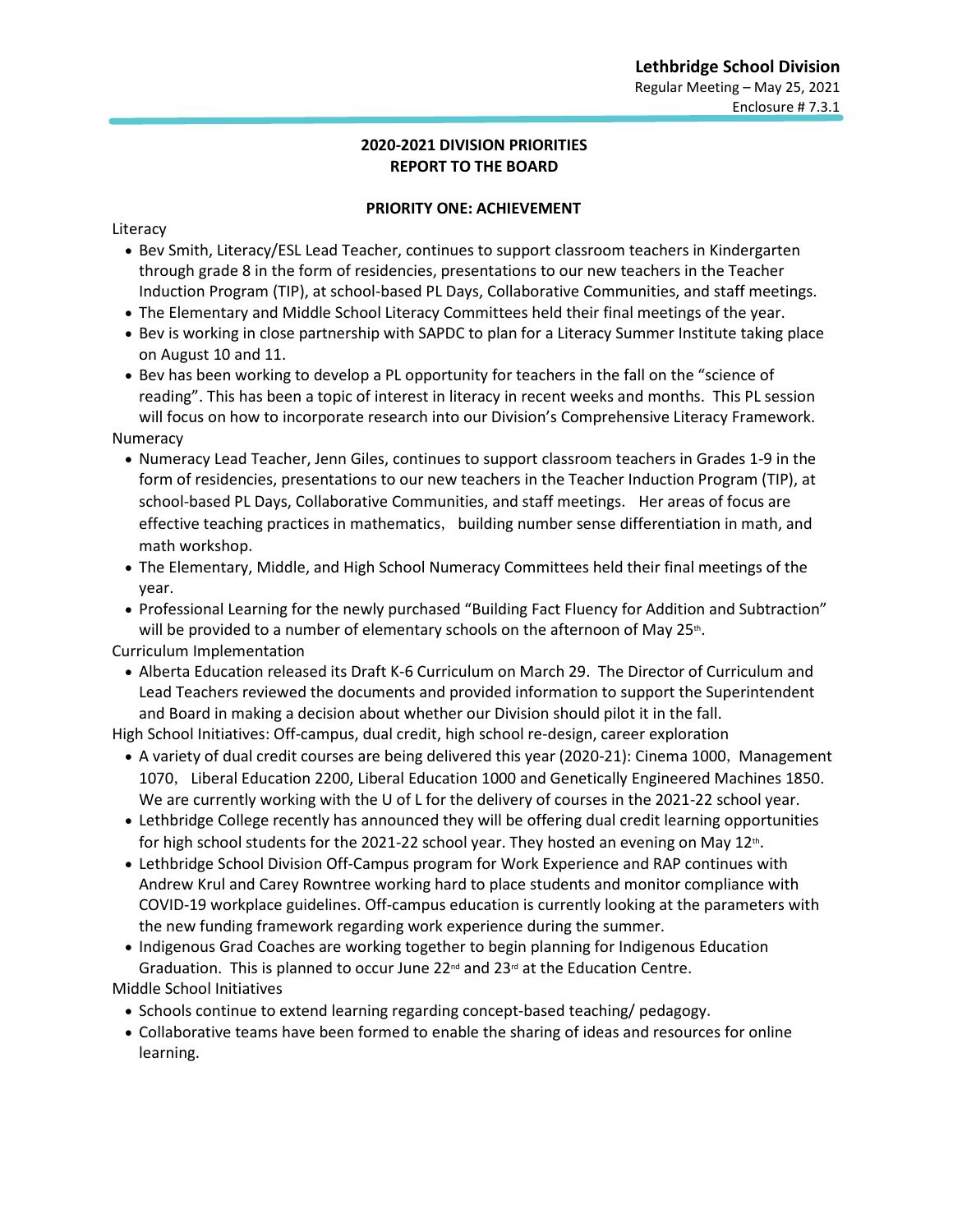**Lethbridge School Division**
Regular Meeting – May 25, 2021
Enclosure # 7.3.1

## 2020-2021 DIVISION PRIORITIES
## REPORT TO THE BOARD

### PRIORITY ONE: ACHIEVEMENT

Literacy

- Bev Smith, Literacy/ESL Lead Teacher, continues to support classroom teachers in Kindergarten through grade 8 in the form of residencies, presentations to our new teachers in the Teacher Induction Program (TIP), at school-based PL Days, Collaborative Communities, and staff meetings.
- The Elementary and Middle School Literacy Committees held their final meetings of the year.
- Bev is working in close partnership with SAPDC to plan for a Literacy Summer Institute taking place on August 10 and 11.
- Bev has been working to develop a PL opportunity for teachers in the fall on the "science of reading". This has been a topic of interest in literacy in recent weeks and months. This PL session will focus on how to incorporate research into our Division's Comprehensive Literacy Framework.

Numeracy

- Numeracy Lead Teacher, Jenn Giles, continues to support classroom teachers in Grades 1-9 in the form of residencies, presentations to our new teachers in the Teacher Induction Program (TIP), at school-based PL Days, Collaborative Communities, and staff meetings. Her areas of focus are effective teaching practices in mathematics, building number sense differentiation in math, and math workshop.
- The Elementary, Middle, and High School Numeracy Committees held their final meetings of the year.
- Professional Learning for the newly purchased "Building Fact Fluency for Addition and Subtraction" will be provided to a number of elementary schools on the afternoon of May 25th.

Curriculum Implementation

- Alberta Education released its Draft K-6 Curriculum on March 29. The Director of Curriculum and Lead Teachers reviewed the documents and provided information to support the Superintendent and Board in making a decision about whether our Division should pilot it in the fall.

High School Initiatives: Off-campus, dual credit, high school re-design, career exploration

- A variety of dual credit courses are being delivered this year (2020-21): Cinema 1000, Management 1070, Liberal Education 2200, Liberal Education 1000 and Genetically Engineered Machines 1850. We are currently working with the U of L for the delivery of courses in the 2021-22 school year.
- Lethbridge College recently has announced they will be offering dual credit learning opportunities for high school students for the 2021-22 school year. They hosted an evening on May 12th.
- Lethbridge School Division Off-Campus program for Work Experience and RAP continues with Andrew Krul and Carey Rowntree working hard to place students and monitor compliance with COVID-19 workplace guidelines. Off-campus education is currently looking at the parameters with the new funding framework regarding work experience during the summer.
- Indigenous Grad Coaches are working together to begin planning for Indigenous Education Graduation. This is planned to occur June 22nd and 23rd at the Education Centre.

Middle School Initiatives

- Schools continue to extend learning regarding concept-based teaching/ pedagogy.
- Collaborative teams have been formed to enable the sharing of ideas and resources for online learning.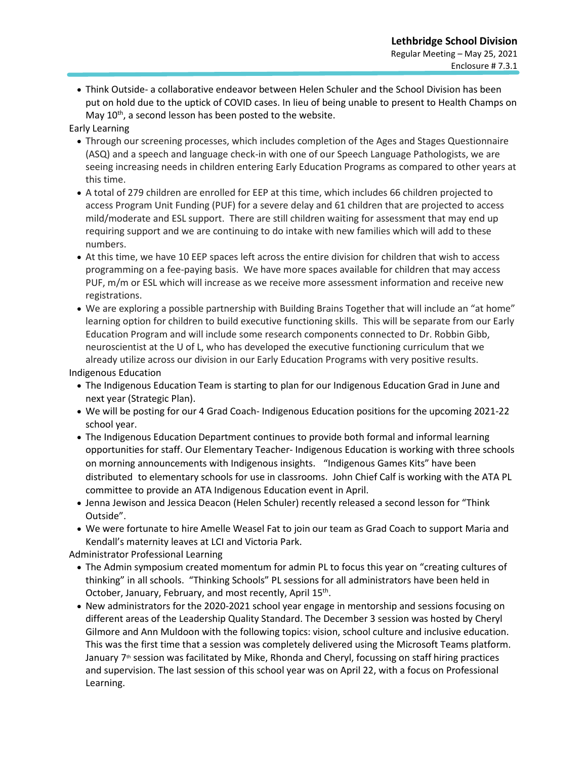- Think Outside- a collaborative endeavor between Helen Schuler and the School Division has been put on hold due to the uptick of COVID cases. In lieu of being unable to present to Health Champs on May 10th, a second lesson has been posted to the website.

Early Learning

- Through our screening processes, which includes completion of the Ages and Stages Questionnaire (ASQ) and a speech and language check-in with one of our Speech Language Pathologists, we are seeing increasing needs in children entering Early Education Programs as compared to other years at this time.
- A total of 279 children are enrolled for EEP at this time, which includes 66 children projected to access Program Unit Funding (PUF) for a severe delay and 61 children that are projected to access mild/moderate and ESL support. There are still children waiting for assessment that may end up requiring support and we are continuing to do intake with new families which will add to these numbers.
- At this time, we have 10 EEP spaces left across the entire division for children that wish to access programming on a fee-paying basis. We have more spaces available for children that may access PUF, m/m or ESL which will increase as we receive more assessment information and receive new registrations.
- We are exploring a possible partnership with Building Brains Together that will include an "at home" learning option for children to build executive functioning skills. This will be separate from our Early Education Program and will include some research components connected to Dr. Robbin Gibb, neuroscientist at the U of L, who has developed the executive functioning curriculum that we already utilize across our division in our Early Education Programs with very positive results.

Indigenous Education

- The Indigenous Education Team is starting to plan for our Indigenous Education Grad in June and next year (Strategic Plan).
- We will be posting for our 4 Grad Coach- Indigenous Education positions for the upcoming 2021-22 school year.
- The Indigenous Education Department continues to provide both formal and informal learning opportunities for staff. Our Elementary Teacher- Indigenous Education is working with three schools on morning announcements with Indigenous insights. "Indigenous Games Kits" have been distributed to elementary schools for use in classrooms. John Chief Calf is working with the ATA PL committee to provide an ATA Indigenous Education event in April.
- Jenna Jewison and Jessica Deacon (Helen Schuler) recently released a second lesson for "Think Outside".
- We were fortunate to hire Amelle Weasel Fat to join our team as Grad Coach to support Maria and Kendall's maternity leaves at LCI and Victoria Park.

Administrator Professional Learning

- The Admin symposium created momentum for admin PL to focus this year on "creating cultures of thinking" in all schools. "Thinking Schools" PL sessions for all administrators have been held in October, January, February, and most recently, April 15th.
- New administrators for the 2020-2021 school year engage in mentorship and sessions focusing on different areas of the Leadership Quality Standard. The December 3 session was hosted by Cheryl Gilmore and Ann Muldoon with the following topics: vision, school culture and inclusive education. This was the first time that a session was completely delivered using the Microsoft Teams platform. January 7th session was facilitated by Mike, Rhonda and Cheryl, focussing on staff hiring practices and supervision. The last session of this school year was on April 22, with a focus on Professional Learning.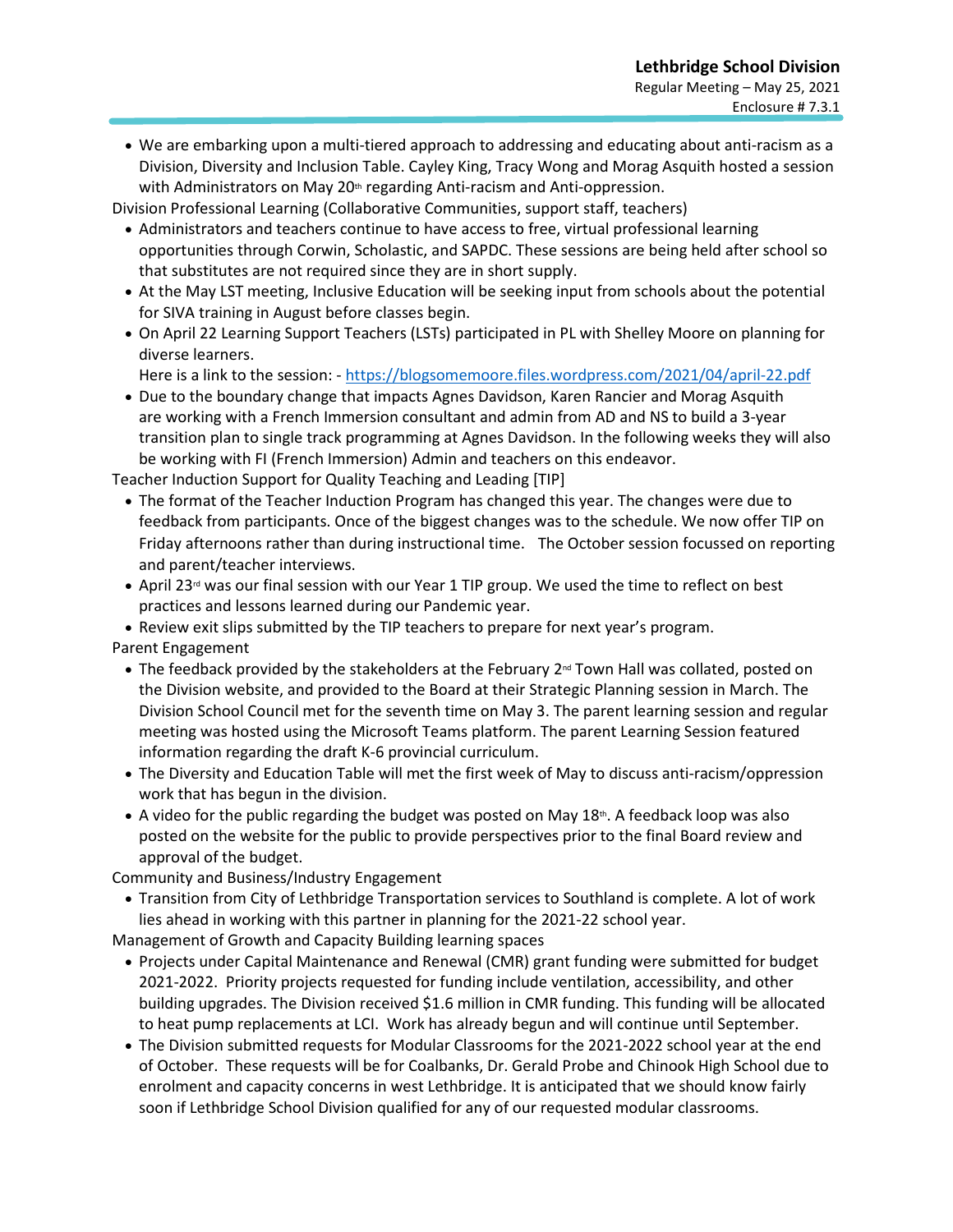- We are embarking upon a multi-tiered approach to addressing and educating about anti-racism as a Division, Diversity and Inclusion Table. Cayley King, Tracy Wong and Morag Asquith hosted a session with Administrators on May 20th regarding Anti-racism and Anti-oppression.

Division Professional Learning (Collaborative Communities, support staff, teachers)

- Administrators and teachers continue to have access to free, virtual professional learning opportunities through Corwin, Scholastic, and SAPDC. These sessions are being held after school so that substitutes are not required since they are in short supply.
- At the May LST meeting, Inclusive Education will be seeking input from schools about the potential for SIVA training in August before classes begin.
- On April 22 Learning Support Teachers (LSTs) participated in PL with Shelley Moore on planning for diverse learners.
  Here is a link to the session: - https://blogsomemoore.files.wordpress.com/2021/04/april-22.pdf
- Due to the boundary change that impacts Agnes Davidson, Karen Rancier and Morag Asquith are working with a French Immersion consultant and admin from AD and NS to build a 3-year transition plan to single track programming at Agnes Davidson. In the following weeks they will also be working with FI (French Immersion) Admin and teachers on this endeavor.

Teacher Induction Support for Quality Teaching and Leading [TIP]

- The format of the Teacher Induction Program has changed this year. The changes were due to feedback from participants. Once of the biggest changes was to the schedule. We now offer TIP on Friday afternoons rather than during instructional time. The October session focussed on reporting and parent/teacher interviews.
- April 23rd was our final session with our Year 1 TIP group. We used the time to reflect on best practices and lessons learned during our Pandemic year.
- Review exit slips submitted by the TIP teachers to prepare for next year's program.

Parent Engagement

- The feedback provided by the stakeholders at the February 2nd Town Hall was collated, posted on the Division website, and provided to the Board at their Strategic Planning session in March. The Division School Council met for the seventh time on May 3. The parent learning session and regular meeting was hosted using the Microsoft Teams platform. The parent Learning Session featured information regarding the draft K-6 provincial curriculum.
- The Diversity and Education Table will met the first week of May to discuss anti-racism/oppression work that has begun in the division.
- A video for the public regarding the budget was posted on May 18th. A feedback loop was also posted on the website for the public to provide perspectives prior to the final Board review and approval of the budget.

Community and Business/Industry Engagement

- Transition from City of Lethbridge Transportation services to Southland is complete. A lot of work lies ahead in working with this partner in planning for the 2021-22 school year.

Management of Growth and Capacity Building learning spaces

- Projects under Capital Maintenance and Renewal (CMR) grant funding were submitted for budget 2021-2022. Priority projects requested for funding include ventilation, accessibility, and other building upgrades. The Division received $1.6 million in CMR funding. This funding will be allocated to heat pump replacements at LCI. Work has already begun and will continue until September.
- The Division submitted requests for Modular Classrooms for the 2021-2022 school year at the end of October. These requests will be for Coalbanks, Dr. Gerald Probe and Chinook High School due to enrolment and capacity concerns in west Lethbridge. It is anticipated that we should know fairly soon if Lethbridge School Division qualified for any of our requested modular classrooms.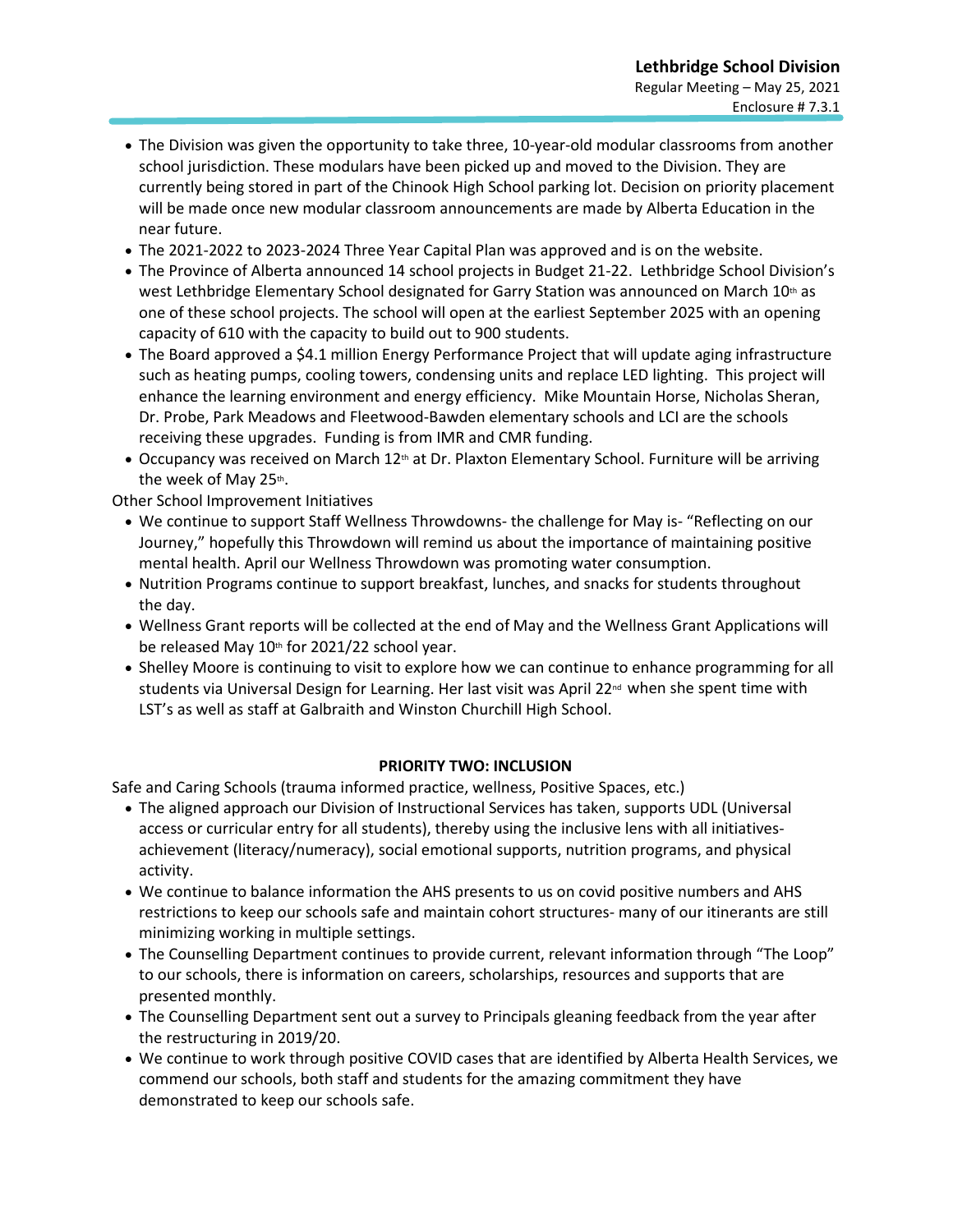- The Division was given the opportunity to take three, 10-year-old modular classrooms from another school jurisdiction. These modulars have been picked up and moved to the Division. They are currently being stored in part of the Chinook High School parking lot. Decision on priority placement will be made once new modular classroom announcements are made by Alberta Education in the near future.
- The 2021-2022 to 2023-2024 Three Year Capital Plan was approved and is on the website.
- The Province of Alberta announced 14 school projects in Budget 21-22. Lethbridge School Division's west Lethbridge Elementary School designated for Garry Station was announced on March 10th as one of these school projects. The school will open at the earliest September 2025 with an opening capacity of 610 with the capacity to build out to 900 students.
- The Board approved a $4.1 million Energy Performance Project that will update aging infrastructure such as heating pumps, cooling towers, condensing units and replace LED lighting. This project will enhance the learning environment and energy efficiency. Mike Mountain Horse, Nicholas Sheran, Dr. Probe, Park Meadows and Fleetwood-Bawden elementary schools and LCI are the schools receiving these upgrades. Funding is from IMR and CMR funding.
- Occupancy was received on March 12th at Dr. Plaxton Elementary School. Furniture will be arriving the week of May 25th.

Other School Improvement Initiatives

- We continue to support Staff Wellness Throwdowns- the challenge for May is- "Reflecting on our Journey," hopefully this Throwdown will remind us about the importance of maintaining positive mental health. April our Wellness Throwdown was promoting water consumption.
- Nutrition Programs continue to support breakfast, lunches, and snacks for students throughout the day.
- Wellness Grant reports will be collected at the end of May and the Wellness Grant Applications will be released May 10th for 2021/22 school year.
- Shelley Moore is continuing to visit to explore how we can continue to enhance programming for all students via Universal Design for Learning. Her last visit was April 22nd when she spent time with LST's as well as staff at Galbraith and Winston Churchill High School.

**PRIORITY TWO: INCLUSION**

Safe and Caring Schools (trauma informed practice, wellness, Positive Spaces, etc.)

- The aligned approach our Division of Instructional Services has taken, supports UDL (Universal access or curricular entry for all students), thereby using the inclusive lens with all initiatives- achievement (literacy/numeracy), social emotional supports, nutrition programs, and physical activity.
- We continue to balance information the AHS presents to us on covid positive numbers and AHS restrictions to keep our schools safe and maintain cohort structures- many of our itinerants are still minimizing working in multiple settings.
- The Counselling Department continues to provide current, relevant information through "The Loop" to our schools, there is information on careers, scholarships, resources and supports that are presented monthly.
- The Counselling Department sent out a survey to Principals gleaning feedback from the year after the restructuring in 2019/20.
- We continue to work through positive COVID cases that are identified by Alberta Health Services, we commend our schools, both staff and students for the amazing commitment they have demonstrated to keep our schools safe.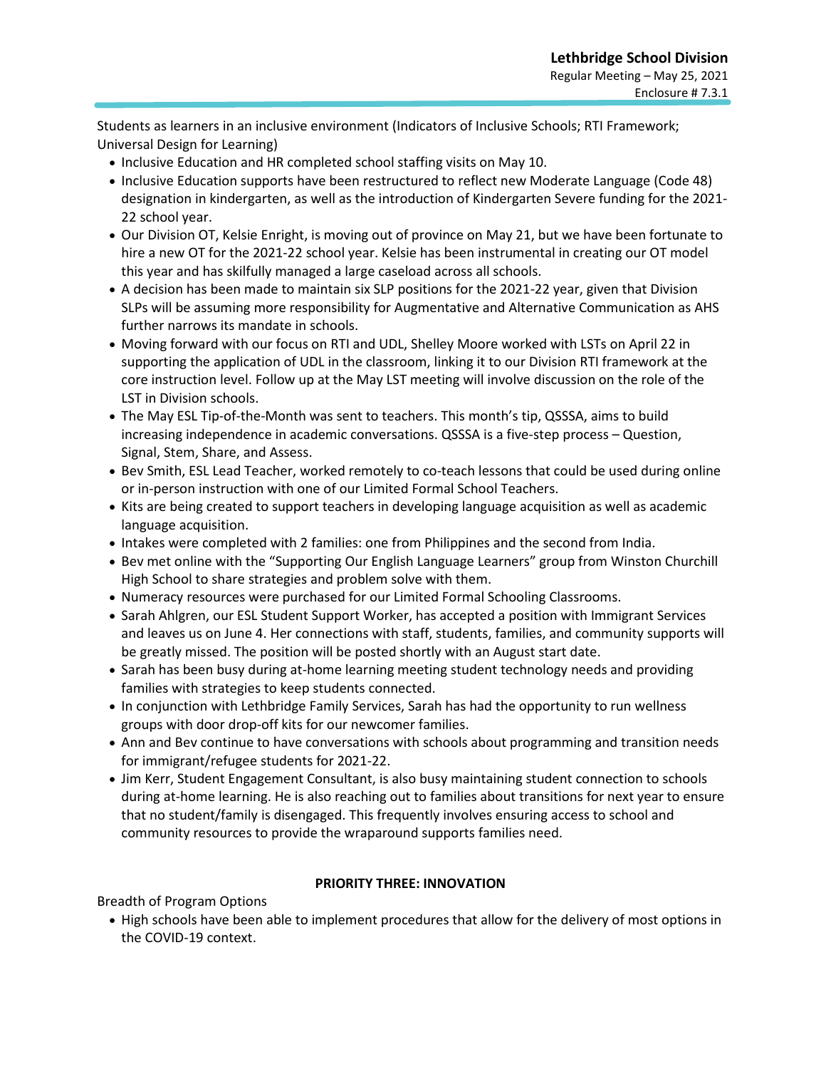Students as learners in an inclusive environment (Indicators of Inclusive Schools; RTI Framework; Universal Design for Learning)

- Inclusive Education and HR completed school staffing visits on May 10.
- Inclusive Education supports have been restructured to reflect new Moderate Language (Code 48) designation in kindergarten, as well as the introduction of Kindergarten Severe funding for the 2021-22 school year.
- Our Division OT, Kelsie Enright, is moving out of province on May 21, but we have been fortunate to hire a new OT for the 2021-22 school year. Kelsie has been instrumental in creating our OT model this year and has skilfully managed a large caseload across all schools.
- A decision has been made to maintain six SLP positions for the 2021-22 year, given that Division SLPs will be assuming more responsibility for Augmentative and Alternative Communication as AHS further narrows its mandate in schools.
- Moving forward with our focus on RTI and UDL, Shelley Moore worked with LSTs on April 22 in supporting the application of UDL in the classroom, linking it to our Division RTI framework at the core instruction level. Follow up at the May LST meeting will involve discussion on the role of the LST in Division schools.
- The May ESL Tip-of-the-Month was sent to teachers. This month's tip, QSSSA, aims to build increasing independence in academic conversations. QSSSA is a five-step process – Question, Signal, Stem, Share, and Assess.
- Bev Smith, ESL Lead Teacher, worked remotely to co-teach lessons that could be used during online or in-person instruction with one of our Limited Formal School Teachers.
- Kits are being created to support teachers in developing language acquisition as well as academic language acquisition.
- Intakes were completed with 2 families: one from Philippines and the second from India.
- Bev met online with the "Supporting Our English Language Learners" group from Winston Churchill High School to share strategies and problem solve with them.
- Numeracy resources were purchased for our Limited Formal Schooling Classrooms.
- Sarah Ahlgren, our ESL Student Support Worker, has accepted a position with Immigrant Services and leaves us on June 4. Her connections with staff, students, families, and community supports will be greatly missed. The position will be posted shortly with an August start date.
- Sarah has been busy during at-home learning meeting student technology needs and providing families with strategies to keep students connected.
- In conjunction with Lethbridge Family Services, Sarah has had the opportunity to run wellness groups with door drop-off kits for our newcomer families.
- Ann and Bev continue to have conversations with schools about programming and transition needs for immigrant/refugee students for 2021-22.
- Jim Kerr, Student Engagement Consultant, is also busy maintaining student connection to schools during at-home learning. He is also reaching out to families about transitions for next year to ensure that no student/family is disengaged. This frequently involves ensuring access to school and community resources to provide the wraparound supports families need.

## PRIORITY THREE: INNOVATION

Breadth of Program Options

- High schools have been able to implement procedures that allow for the delivery of most options in the COVID-19 context.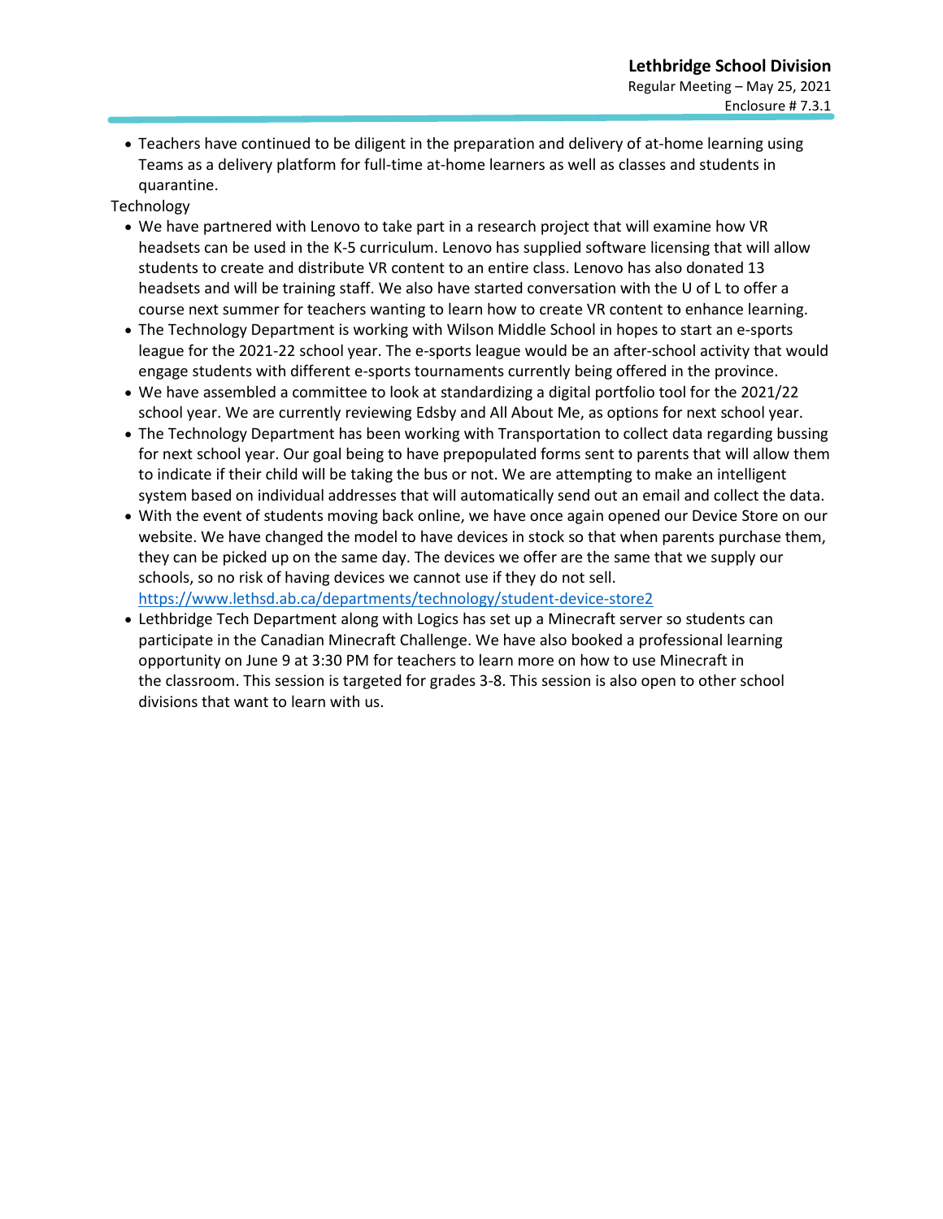- Teachers have continued to be diligent in the preparation and delivery of at-home learning using Teams as a delivery platform for full-time at-home learners as well as classes and students in quarantine.

Technology

- We have partnered with Lenovo to take part in a research project that will examine how VR headsets can be used in the K-5 curriculum. Lenovo has supplied software licensing that will allow students to create and distribute VR content to an entire class. Lenovo has also donated 13 headsets and will be training staff. We also have started conversation with the U of L to offer a course next summer for teachers wanting to learn how to create VR content to enhance learning.
- The Technology Department is working with Wilson Middle School in hopes to start an e-sports league for the 2021-22 school year. The e-sports league would be an after-school activity that would engage students with different e-sports tournaments currently being offered in the province.
- We have assembled a committee to look at standardizing a digital portfolio tool for the 2021/22 school year. We are currently reviewing Edsby and All About Me, as options for next school year.
- The Technology Department has been working with Transportation to collect data regarding bussing for next school year. Our goal being to have prepopulated forms sent to parents that will allow them to indicate if their child will be taking the bus or not. We are attempting to make an intelligent system based on individual addresses that will automatically send out an email and collect the data.
- With the event of students moving back online, we have once again opened our Device Store on our website. We have changed the model to have devices in stock so that when parents purchase them, they can be picked up on the same day. The devices we offer are the same that we supply our schools, so no risk of having devices we cannot use if they do not sell. https://www.lethsd.ab.ca/departments/technology/student-device-store2
- Lethbridge Tech Department along with Logics has set up a Minecraft server so students can participate in the Canadian Minecraft Challenge. We have also booked a professional learning opportunity on June 9 at 3:30 PM for teachers to learn more on how to use Minecraft in the classroom. This session is targeted for grades 3-8. This session is also open to other school divisions that want to learn with us.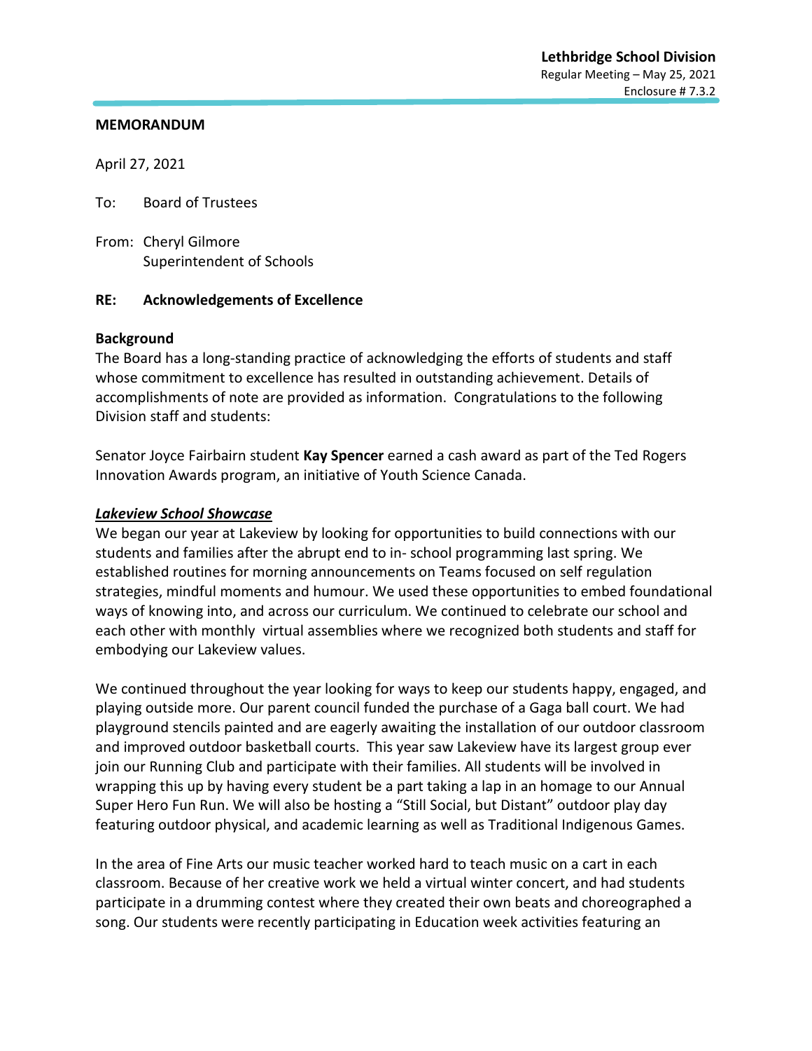**Lethbridge School Division**
Regular Meeting – May 25, 2021
Enclosure # 7.3.2

**MEMORANDUM**

April 27, 2021

To: Board of Trustees

From: Cheryl Gilmore
Superintendent of Schools

**RE: Acknowledgements of Excellence**

**Background**

The Board has a long-standing practice of acknowledging the efforts of students and staff whose commitment to excellence has resulted in outstanding achievement. Details of accomplishments of note are provided as information. Congratulations to the following Division staff and students:

Senator Joyce Fairbairn student **Kay Spencer** earned a cash award as part of the Ted Rogers Innovation Awards program, an initiative of Youth Science Canada.

***Lakeview School Showcase***

We began our year at Lakeview by looking for opportunities to build connections with our students and families after the abrupt end to in- school programming last spring. We established routines for morning announcements on Teams focused on self regulation strategies, mindful moments and humour. We used these opportunities to embed foundational ways of knowing into, and across our curriculum. We continued to celebrate our school and each other with monthly virtual assemblies where we recognized both students and staff for embodying our Lakeview values.

We continued throughout the year looking for ways to keep our students happy, engaged, and playing outside more. Our parent council funded the purchase of a Gaga ball court. We had playground stencils painted and are eagerly awaiting the installation of our outdoor classroom and improved outdoor basketball courts. This year saw Lakeview have its largest group ever join our Running Club and participate with their families. All students will be involved in wrapping this up by having every student be a part taking a lap in an homage to our Annual Super Hero Fun Run. We will also be hosting a "Still Social, but Distant" outdoor play day featuring outdoor physical, and academic learning as well as Traditional Indigenous Games.

In the area of Fine Arts our music teacher worked hard to teach music on a cart in each classroom. Because of her creative work we held a virtual winter concert, and had students participate in a drumming contest where they created their own beats and choreographed a song. Our students were recently participating in Education week activities featuring an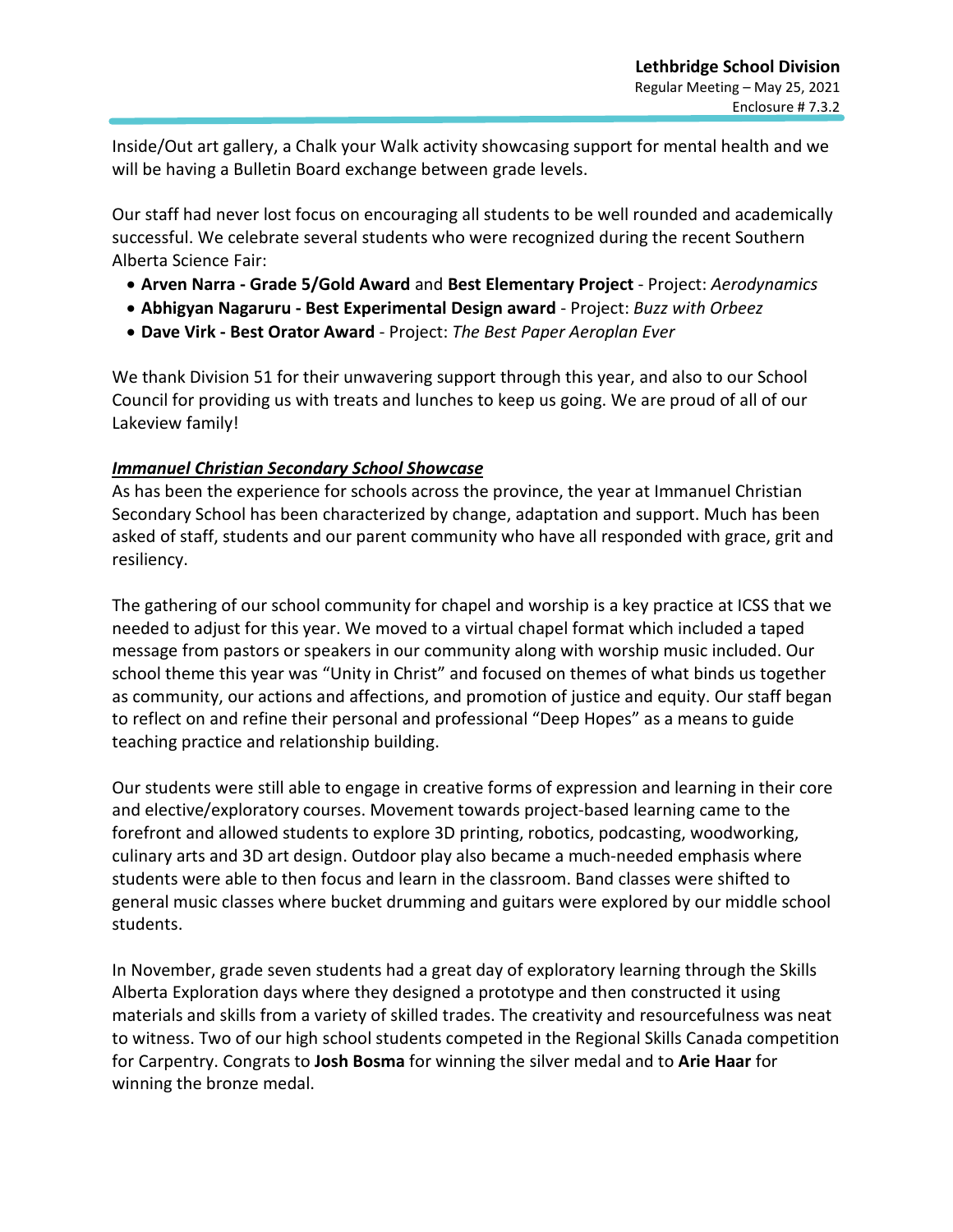Inside/Out art gallery, a Chalk your Walk activity showcasing support for mental health and we will be having a Bulletin Board exchange between grade levels.

Our staff had never lost focus on encouraging all students to be well rounded and academically successful. We celebrate several students who were recognized during the recent Southern Alberta Science Fair:

- **Arven Narra - Grade 5/Gold Award** and **Best Elementary Project** - Project: *Aerodynamics*
- **Abhigyan Nagaruru - Best Experimental Design award** - Project: *Buzz with Orbeez*
- **Dave Virk - Best Orator Award** - Project: *The Best Paper Aeroplan Ever*

We thank Division 51 for their unwavering support through this year, and also to our School Council for providing us with treats and lunches to keep us going. We are proud of all of our Lakeview family!

***Immanuel Christian Secondary School Showcase***

As has been the experience for schools across the province, the year at Immanuel Christian Secondary School has been characterized by change, adaptation and support. Much has been asked of staff, students and our parent community who have all responded with grace, grit and resiliency.

The gathering of our school community for chapel and worship is a key practice at ICSS that we needed to adjust for this year. We moved to a virtual chapel format which included a taped message from pastors or speakers in our community along with worship music included. Our school theme this year was "Unity in Christ" and focused on themes of what binds us together as community, our actions and affections, and promotion of justice and equity. Our staff began to reflect on and refine their personal and professional "Deep Hopes" as a means to guide teaching practice and relationship building.

Our students were still able to engage in creative forms of expression and learning in their core and elective/exploratory courses. Movement towards project-based learning came to the forefront and allowed students to explore 3D printing, robotics, podcasting, woodworking, culinary arts and 3D art design. Outdoor play also became a much-needed emphasis where students were able to then focus and learn in the classroom. Band classes were shifted to general music classes where bucket drumming and guitars were explored by our middle school students.

In November, grade seven students had a great day of exploratory learning through the Skills Alberta Exploration days where they designed a prototype and then constructed it using materials and skills from a variety of skilled trades. The creativity and resourcefulness was neat to witness. Two of our high school students competed in the Regional Skills Canada competition for Carpentry. Congrats to **Josh Bosma** for winning the silver medal and to **Arie Haar** for winning the bronze medal.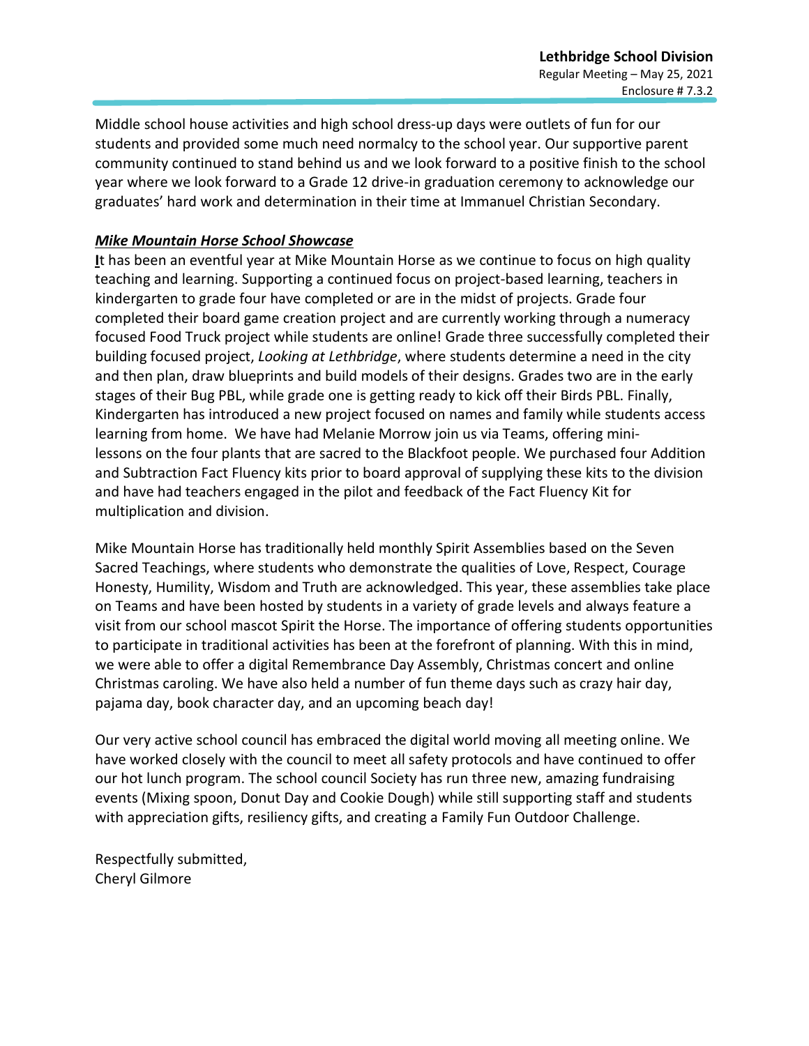Middle school house activities and high school dress-up days were outlets of fun for our students and provided some much need normalcy to the school year. Our supportive parent community continued to stand behind us and we look forward to a positive finish to the school year where we look forward to a Grade 12 drive-in graduation ceremony to acknowledge our graduates' hard work and determination in their time at Immanuel Christian Secondary.

***Mike Mountain Horse School Showcase***

**I**t has been an eventful year at Mike Mountain Horse as we continue to focus on high quality teaching and learning. Supporting a continued focus on project-based learning, teachers in kindergarten to grade four have completed or are in the midst of projects. Grade four completed their board game creation project and are currently working through a numeracy focused Food Truck project while students are online! Grade three successfully completed their building focused project, *Looking at Lethbridge*, where students determine a need in the city and then plan, draw blueprints and build models of their designs. Grades two are in the early stages of their Bug PBL, while grade one is getting ready to kick off their Birds PBL. Finally, Kindergarten has introduced a new project focused on names and family while students access learning from home. We have had Melanie Morrow join us via Teams, offering mini-lessons on the four plants that are sacred to the Blackfoot people. We purchased four Addition and Subtraction Fact Fluency kits prior to board approval of supplying these kits to the division and have had teachers engaged in the pilot and feedback of the Fact Fluency Kit for multiplication and division.

Mike Mountain Horse has traditionally held monthly Spirit Assemblies based on the Seven Sacred Teachings, where students who demonstrate the qualities of Love, Respect, Courage Honesty, Humility, Wisdom and Truth are acknowledged. This year, these assemblies take place on Teams and have been hosted by students in a variety of grade levels and always feature a visit from our school mascot Spirit the Horse. The importance of offering students opportunities to participate in traditional activities has been at the forefront of planning. With this in mind, we were able to offer a digital Remembrance Day Assembly, Christmas concert and online Christmas caroling. We have also held a number of fun theme days such as crazy hair day, pajama day, book character day, and an upcoming beach day!

Our very active school council has embraced the digital world moving all meeting online. We have worked closely with the council to meet all safety protocols and have continued to offer our hot lunch program. The school council Society has run three new, amazing fundraising events (Mixing spoon, Donut Day and Cookie Dough) while still supporting staff and students with appreciation gifts, resiliency gifts, and creating a Family Fun Outdoor Challenge.

Respectfully submitted,
Cheryl Gilmore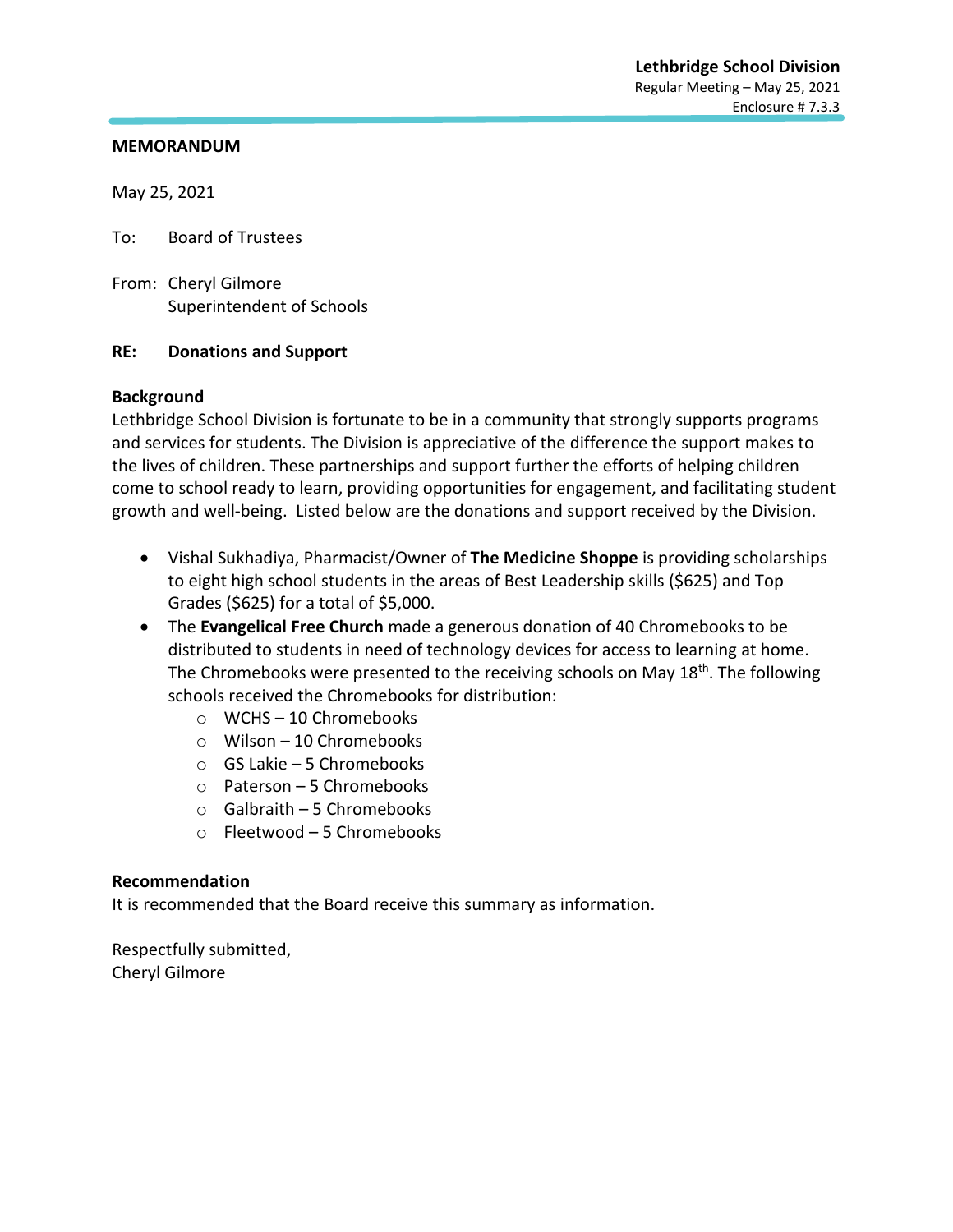**Lethbridge School Division**
Regular Meeting – May 25, 2021
Enclosure # 7.3.3

**MEMORANDUM**

May 25, 2021

To: Board of Trustees

From: Cheryl Gilmore
Superintendent of Schools

**RE: Donations and Support**

**Background**
Lethbridge School Division is fortunate to be in a community that strongly supports programs and services for students. The Division is appreciative of the difference the support makes to the lives of children. These partnerships and support further the efforts of helping children come to school ready to learn, providing opportunities for engagement, and facilitating student growth and well-being. Listed below are the donations and support received by the Division.

- Vishal Sukhadiya, Pharmacist/Owner of **The Medicine Shoppe** is providing scholarships to eight high school students in the areas of Best Leadership skills ($625) and Top Grades ($625) for a total of $5,000.
- The **Evangelical Free Church** made a generous donation of 40 Chromebooks to be distributed to students in need of technology devices for access to learning at home. The Chromebooks were presented to the receiving schools on May 18th. The following schools received the Chromebooks for distribution:
  - WCHS – 10 Chromebooks
  - Wilson – 10 Chromebooks
  - GS Lakie – 5 Chromebooks
  - Paterson – 5 Chromebooks
  - Galbraith – 5 Chromebooks
  - Fleetwood – 5 Chromebooks

**Recommendation**
It is recommended that the Board receive this summary as information.

Respectfully submitted,
Cheryl Gilmore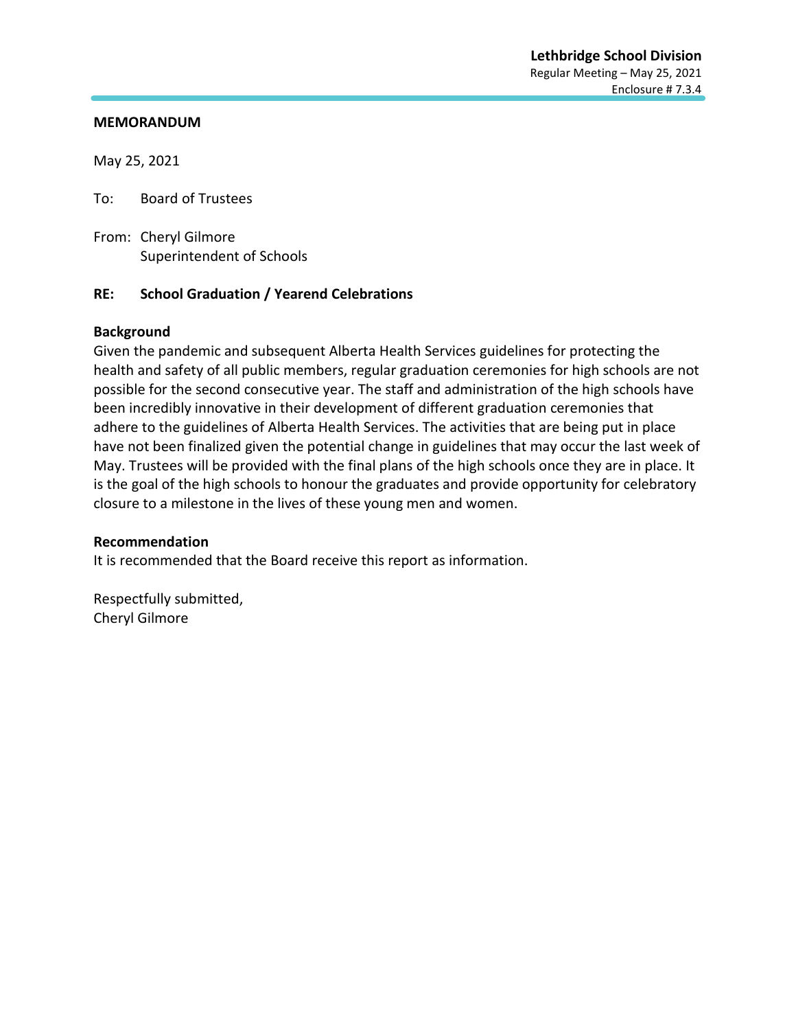**Lethbridge School Division**
Regular Meeting – May 25, 2021
Enclosure # 7.3.4

**MEMORANDUM**

May 25, 2021

To: Board of Trustees

From: Cheryl Gilmore
Superintendent of Schools

**RE: School Graduation / Yearend Celebrations**

**Background**

Given the pandemic and subsequent Alberta Health Services guidelines for protecting the health and safety of all public members, regular graduation ceremonies for high schools are not possible for the second consecutive year. The staff and administration of the high schools have been incredibly innovative in their development of different graduation ceremonies that adhere to the guidelines of Alberta Health Services. The activities that are being put in place have not been finalized given the potential change in guidelines that may occur the last week of May. Trustees will be provided with the final plans of the high schools once they are in place. It is the goal of the high schools to honour the graduates and provide opportunity for celebratory closure to a milestone in the lives of these young men and women.

**Recommendation**

It is recommended that the Board receive this report as information.

Respectfully submitted,
Cheryl Gilmore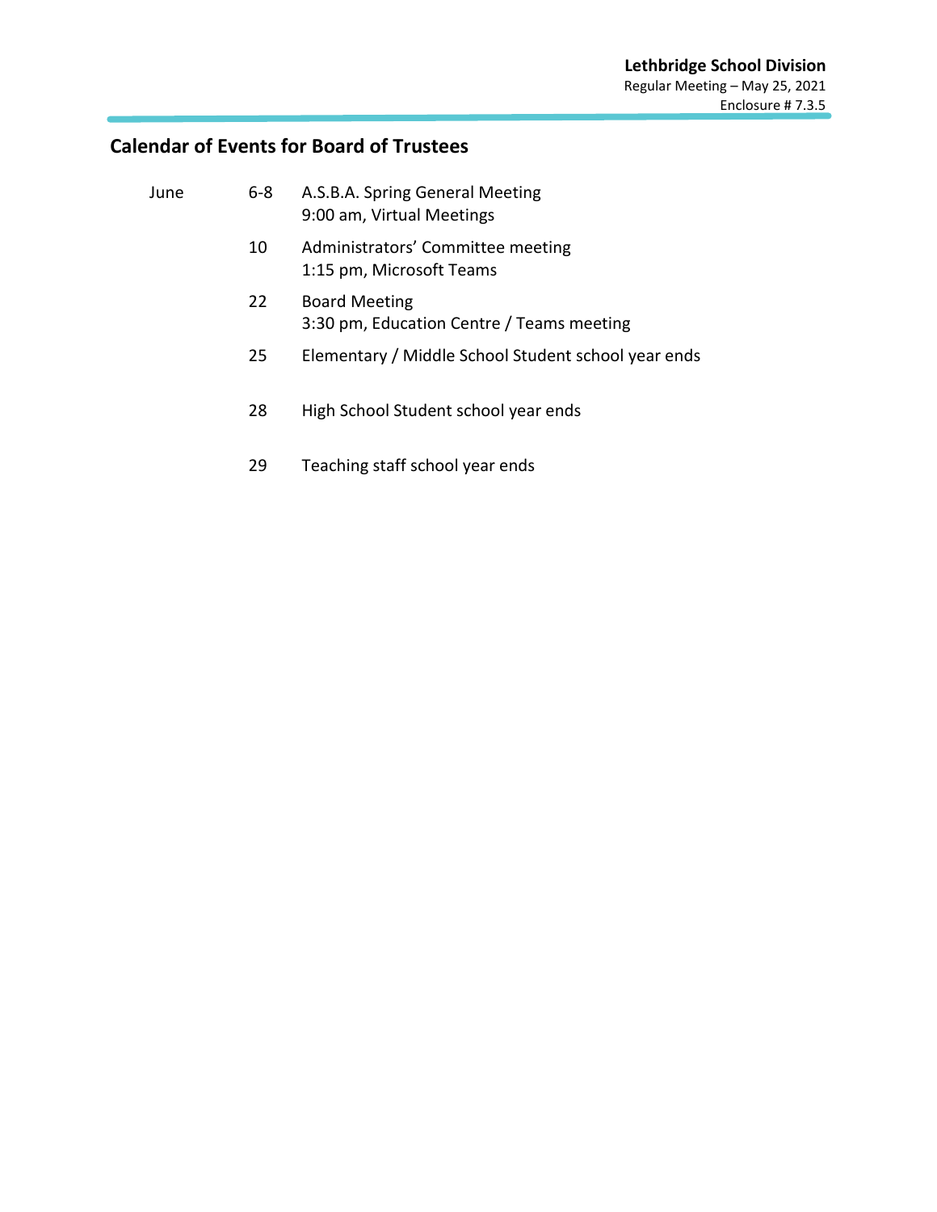Lethbridge School Division
Regular Meeting – May 25, 2021
Enclosure # 7.3.5

## Calendar of Events for Board of Trustees

| | | |
|---|---|---|
| June | 6-8 | A.S.B.A. Spring General Meeting<br>9:00 am, Virtual Meetings |
| | 10 | Administrators' Committee meeting<br>1:15 pm, Microsoft Teams |
| | 22 | Board Meeting<br>3:30 pm, Education Centre / Teams meeting |
| | 25 | Elementary / Middle School Student school year ends |
| | 28 | High School Student school year ends |
| | 29 | Teaching staff school year ends |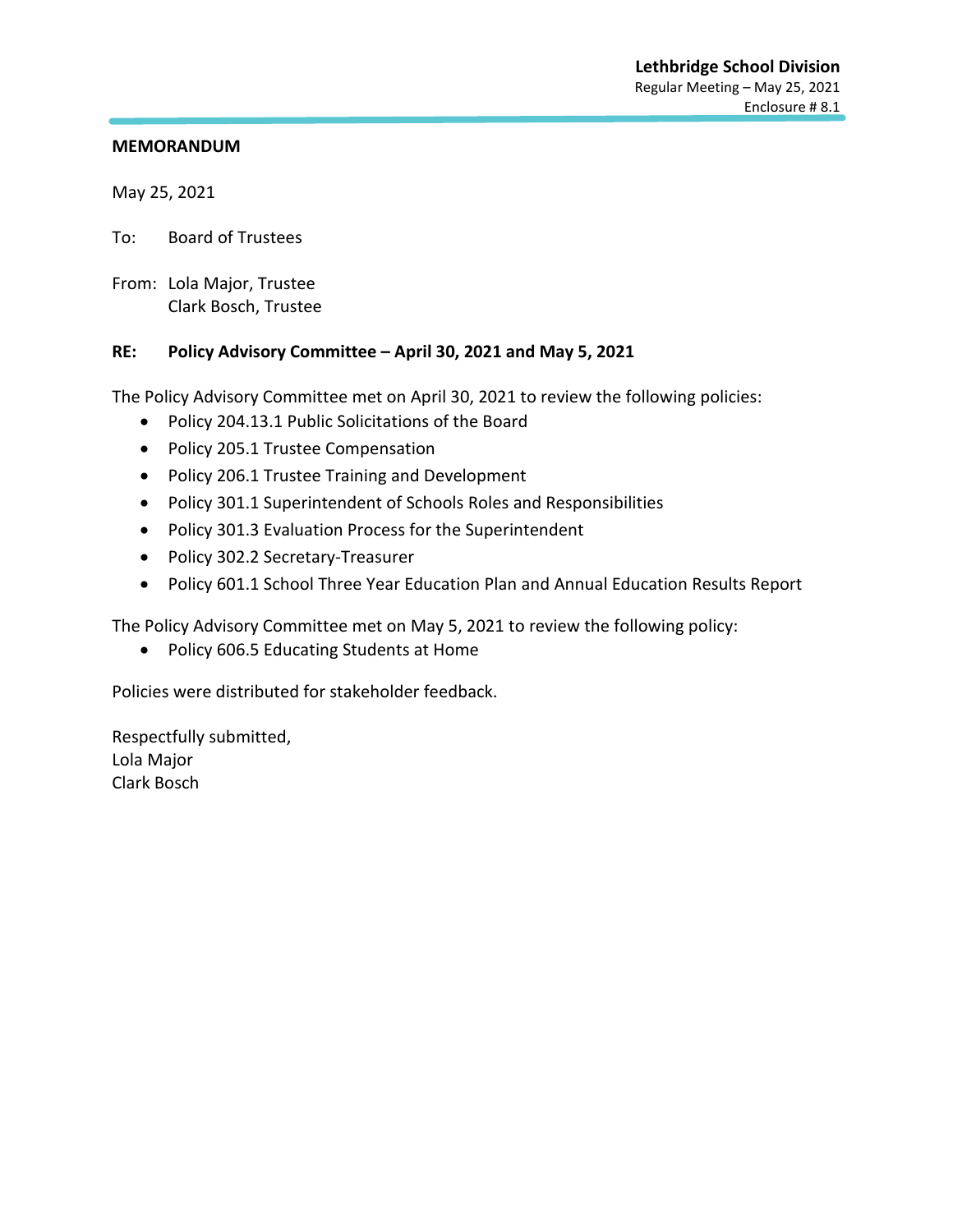**Lethbridge School Division**
Regular Meeting – May 25, 2021
Enclosure # 8.1

**MEMORANDUM**

May 25, 2021

To: Board of Trustees

From: Lola Major, Trustee
Clark Bosch, Trustee

**RE: Policy Advisory Committee – April 30, 2021 and May 5, 2021**

The Policy Advisory Committee met on April 30, 2021 to review the following policies:

- Policy 204.13.1 Public Solicitations of the Board
- Policy 205.1 Trustee Compensation
- Policy 206.1 Trustee Training and Development
- Policy 301.1 Superintendent of Schools Roles and Responsibilities
- Policy 301.3 Evaluation Process for the Superintendent
- Policy 302.2 Secretary-Treasurer
- Policy 601.1 School Three Year Education Plan and Annual Education Results Report

The Policy Advisory Committee met on May 5, 2021 to review the following policy:

- Policy 606.5 Educating Students at Home

Policies were distributed for stakeholder feedback.

Respectfully submitted,
Lola Major
Clark Bosch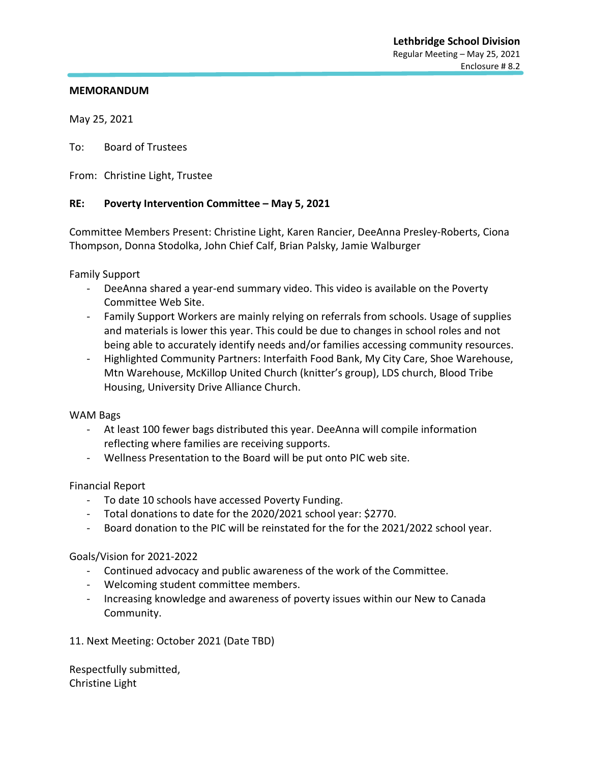**Lethbridge School Division**
Regular Meeting – May 25, 2021
Enclosure # 8.2

**MEMORANDUM**

May 25, 2021

To: Board of Trustees

From: Christine Light, Trustee

**RE: Poverty Intervention Committee – May 5, 2021**

Committee Members Present: Christine Light, Karen Rancier, DeeAnna Presley-Roberts, Ciona Thompson, Donna Stodolka, John Chief Calf, Brian Palsky, Jamie Walburger

Family Support

- DeeAnna shared a year-end summary video. This video is available on the Poverty Committee Web Site.
- Family Support Workers are mainly relying on referrals from schools. Usage of supplies and materials is lower this year. This could be due to changes in school roles and not being able to accurately identify needs and/or families accessing community resources.
- Highlighted Community Partners: Interfaith Food Bank, My City Care, Shoe Warehouse, Mtn Warehouse, McKillop United Church (knitter's group), LDS church, Blood Tribe Housing, University Drive Alliance Church.

WAM Bags

- At least 100 fewer bags distributed this year. DeeAnna will compile information reflecting where families are receiving supports.
- Wellness Presentation to the Board will be put onto PIC web site.

Financial Report

- To date 10 schools have accessed Poverty Funding.
- Total donations to date for the 2020/2021 school year: $2770.
- Board donation to the PIC will be reinstated for the for the 2021/2022 school year.

Goals/Vision for 2021-2022

- Continued advocacy and public awareness of the work of the Committee.
- Welcoming student committee members.
- Increasing knowledge and awareness of poverty issues within our New to Canada Community.

11. Next Meeting: October 2021 (Date TBD)

Respectfully submitted,
Christine Light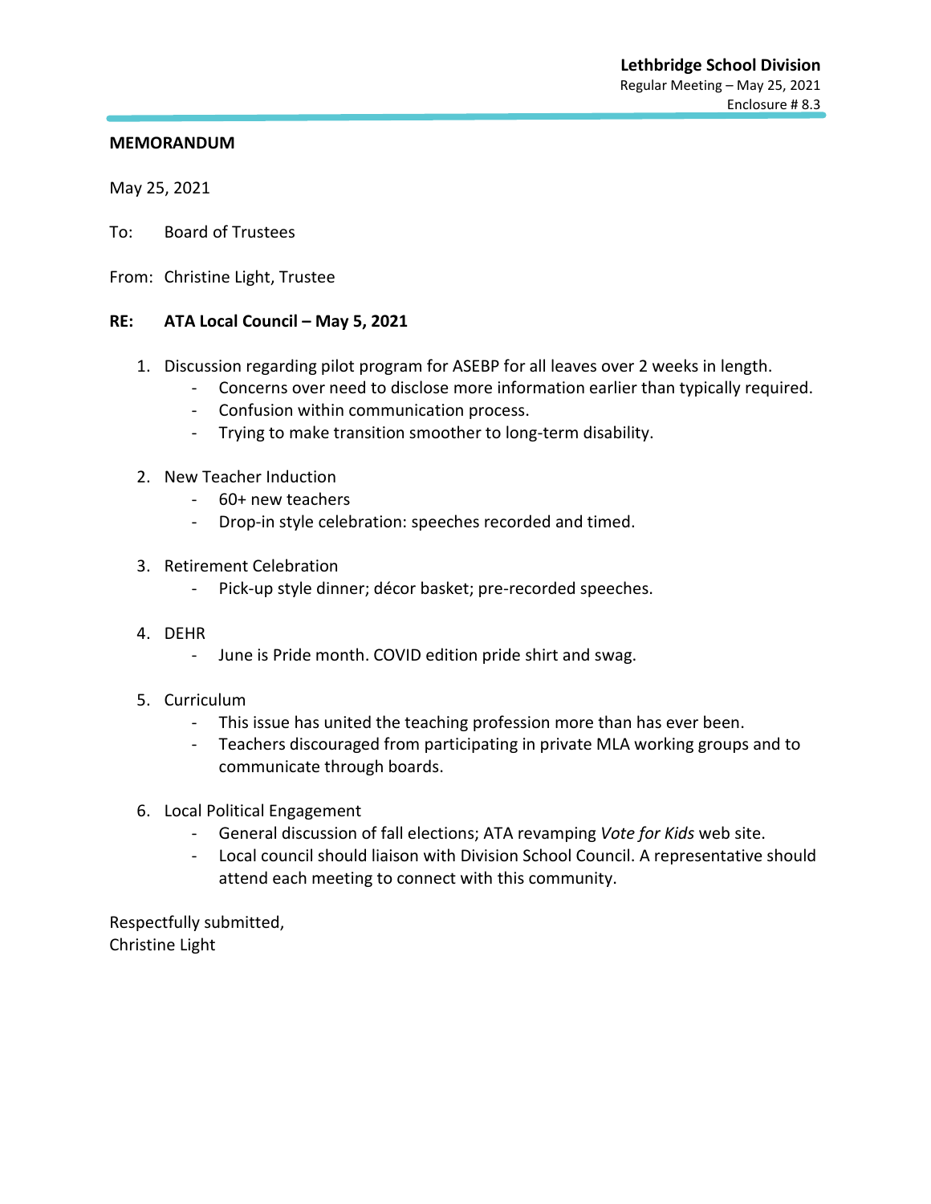**Lethbridge School Division**
Regular Meeting – May 25, 2021
Enclosure # 8.3

**MEMORANDUM**

May 25, 2021

To: Board of Trustees

From: Christine Light, Trustee

**RE: ATA Local Council – May 5, 2021**

1. Discussion regarding pilot program for ASEBP for all leaves over 2 weeks in length.
   - Concerns over need to disclose more information earlier than typically required.
   - Confusion within communication process.
   - Trying to make transition smoother to long-term disability.

2. New Teacher Induction
   - 60+ new teachers
   - Drop-in style celebration: speeches recorded and timed.

3. Retirement Celebration
   - Pick-up style dinner; décor basket; pre-recorded speeches.

4. DEHR
   - June is Pride month. COVID edition pride shirt and swag.

5. Curriculum
   - This issue has united the teaching profession more than has ever been.
   - Teachers discouraged from participating in private MLA working groups and to communicate through boards.

6. Local Political Engagement
   - General discussion of fall elections; ATA revamping *Vote for Kids* web site.
   - Local council should liaison with Division School Council. A representative should attend each meeting to connect with this community.

Respectfully submitted,
Christine Light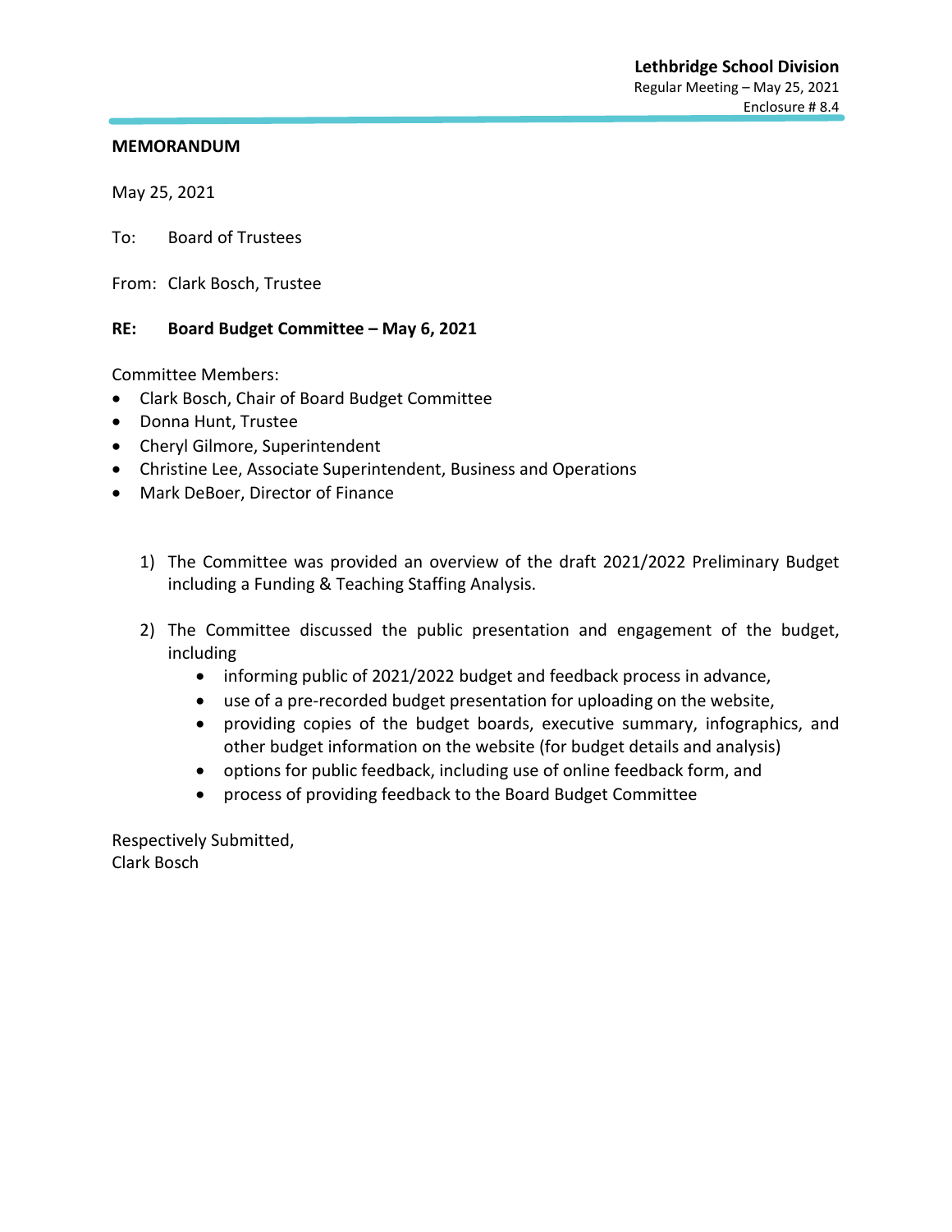**Lethbridge School Division**
Regular Meeting – May 25, 2021
Enclosure # 8.4

**MEMORANDUM**

May 25, 2021

To: Board of Trustees

From: Clark Bosch, Trustee

**RE: Board Budget Committee – May 6, 2021**

Committee Members:

- Clark Bosch, Chair of Board Budget Committee
- Donna Hunt, Trustee
- Cheryl Gilmore, Superintendent
- Christine Lee, Associate Superintendent, Business and Operations
- Mark DeBoer, Director of Finance

1) The Committee was provided an overview of the draft 2021/2022 Preliminary Budget including a Funding & Teaching Staffing Analysis.

2) The Committee discussed the public presentation and engagement of the budget, including
   - informing public of 2021/2022 budget and feedback process in advance,
   - use of a pre-recorded budget presentation for uploading on the website,
   - providing copies of the budget boards, executive summary, infographics, and other budget information on the website (for budget details and analysis)
   - options for public feedback, including use of online feedback form, and
   - process of providing feedback to the Board Budget Committee

Respectively Submitted,
Clark Bosch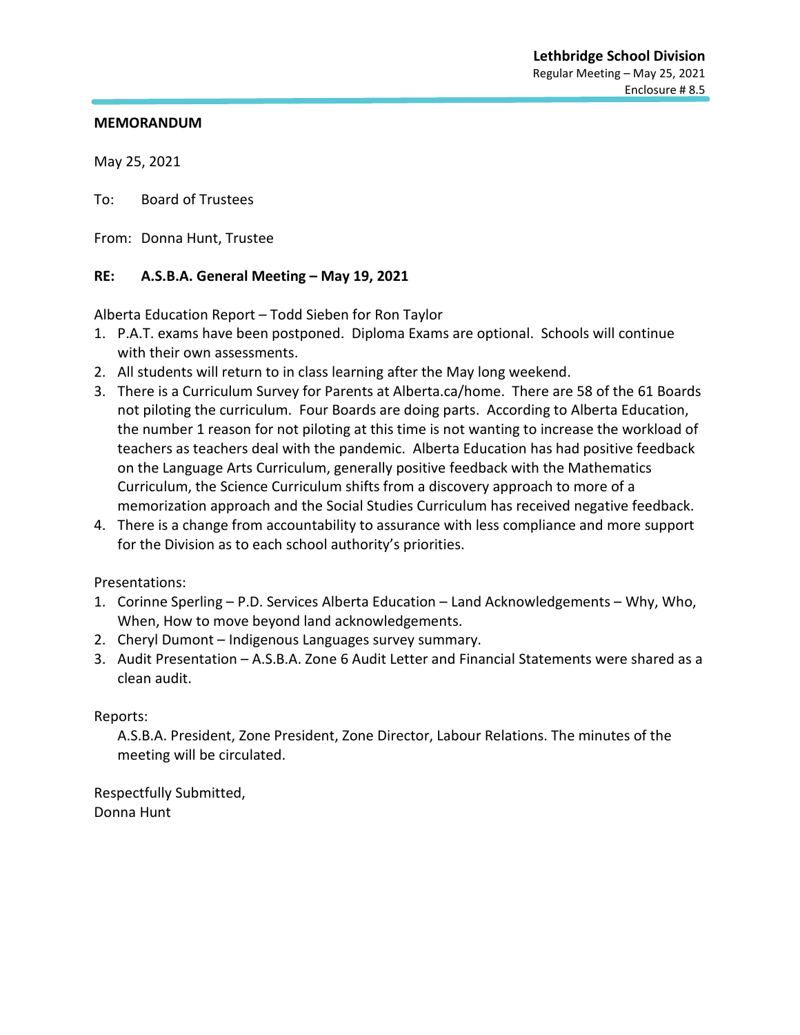**Lethbridge School Division**
Regular Meeting – May 25, 2021
Enclosure # 8.5

**MEMORANDUM**

May 25, 2021

To: Board of Trustees

From: Donna Hunt, Trustee

**RE: A.S.B.A. General Meeting – May 19, 2021**

Alberta Education Report – Todd Sieben for Ron Taylor

1. P.A.T. exams have been postponed. Diploma Exams are optional. Schools will continue with their own assessments.
2. All students will return to in class learning after the May long weekend.
3. There is a Curriculum Survey for Parents at Alberta.ca/home. There are 58 of the 61 Boards not piloting the curriculum. Four Boards are doing parts. According to Alberta Education, the number 1 reason for not piloting at this time is not wanting to increase the workload of teachers as teachers deal with the pandemic. Alberta Education has had positive feedback on the Language Arts Curriculum, generally positive feedback with the Mathematics Curriculum, the Science Curriculum shifts from a discovery approach to more of a memorization approach and the Social Studies Curriculum has received negative feedback.
4. There is a change from accountability to assurance with less compliance and more support for the Division as to each school authority's priorities.

Presentations:

1. Corinne Sperling – P.D. Services Alberta Education – Land Acknowledgements – Why, Who, When, How to move beyond land acknowledgements.
2. Cheryl Dumont – Indigenous Languages survey summary.
3. Audit Presentation – A.S.B.A. Zone 6 Audit Letter and Financial Statements were shared as a clean audit.

Reports:

A.S.B.A. President, Zone President, Zone Director, Labour Relations. The minutes of the meeting will be circulated.

Respectfully Submitted,
Donna Hunt